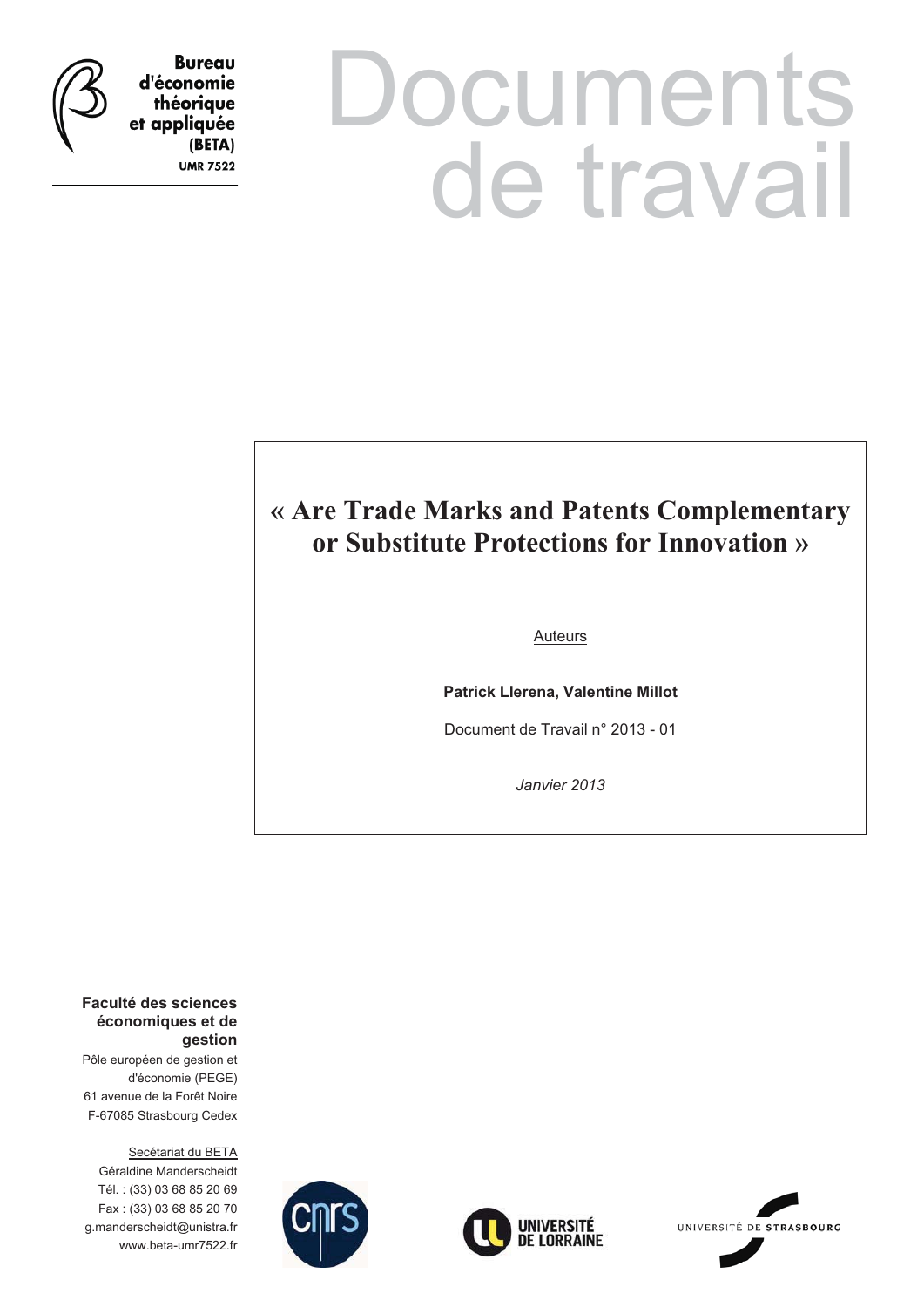**Bureau d'économie théorique et appliquée (BETA)**
**UMR 7522**

# Documents de travail

## « Are Trade Marks and Patents Complementary or Substitute Protections for Innovation »

Auteurs

**Patrick Llerena, Valentine Millot**

Document de Travail n° 2013 - 01

*Janvier 2013*

**Faculté des sciences économiques et de gestion**
Pôle européen de gestion et d'économie (PEGE)
61 avenue de la Forêt Noire
F-67085 Strasbourg Cedex

Secétariat du BETA
Géraldine Manderscheidt
Tél. : (33) 03 68 85 20 69
Fax : (33) 03 68 85 20 70
g.manderscheidt@unistra.fr
www.beta-umr7522.fr

CNRS
UNIVERSITÉ DE LORRAINE
UNIVERSITÉ DE STRASBOURG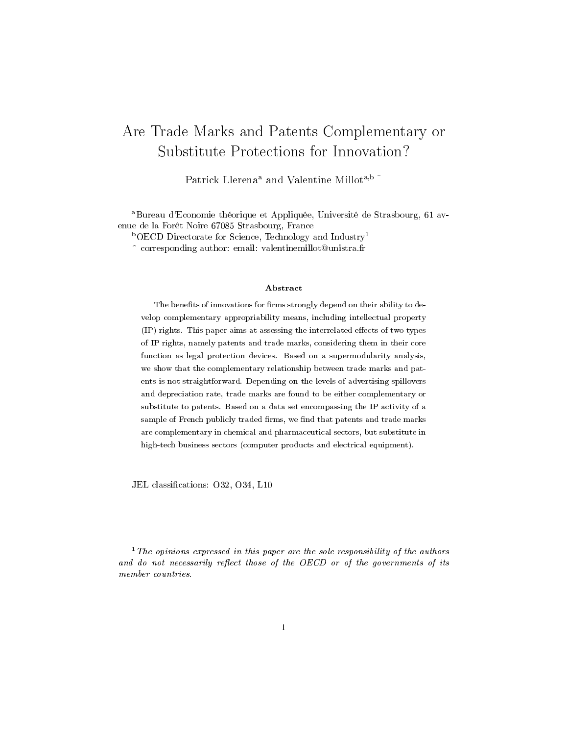# Are Trade Marks and Patents Complementary or Substitute Protections for Innovation?

Patrick Llerena[a] and Valentine Millot[a,b] ^

[a]Bureau d'Economie théorique et Appliquée, Université de Strasbourg, 61 avenue de la Forêt Noire 67085 Strasbourg, France

[b]OECD Directorate for Science, Technology and Industry[1]

^ corresponding author: email: valentinemillot@unistra.fr

### Abstract

The benefits of innovations for firms strongly depend on their ability to develop complementary appropriability means, including intellectual property (IP) rights. This paper aims at assessing the interrelated effects of two types of IP rights, namely patents and trade marks, considering them in their core function as legal protection devices. Based on a supermodularity analysis, we show that the complementary relationship between trade marks and patents is not straightforward. Depending on the levels of advertising spillovers and depreciation rate, trade marks are found to be either complementary or substitute to patents. Based on a data set encompassing the IP activity of a sample of French publicly traded firms, we find that patents and trade marks are complementary in chemical and pharmaceutical sectors, but substitute in high-tech business sectors (computer products and electrical equipment).

JEL classifications: O32, O34, L10

[1] *The opinions expressed in this paper are the sole responsibility of the authors and do not necessarily reflect those of the OECD or of the governments of its member countries.*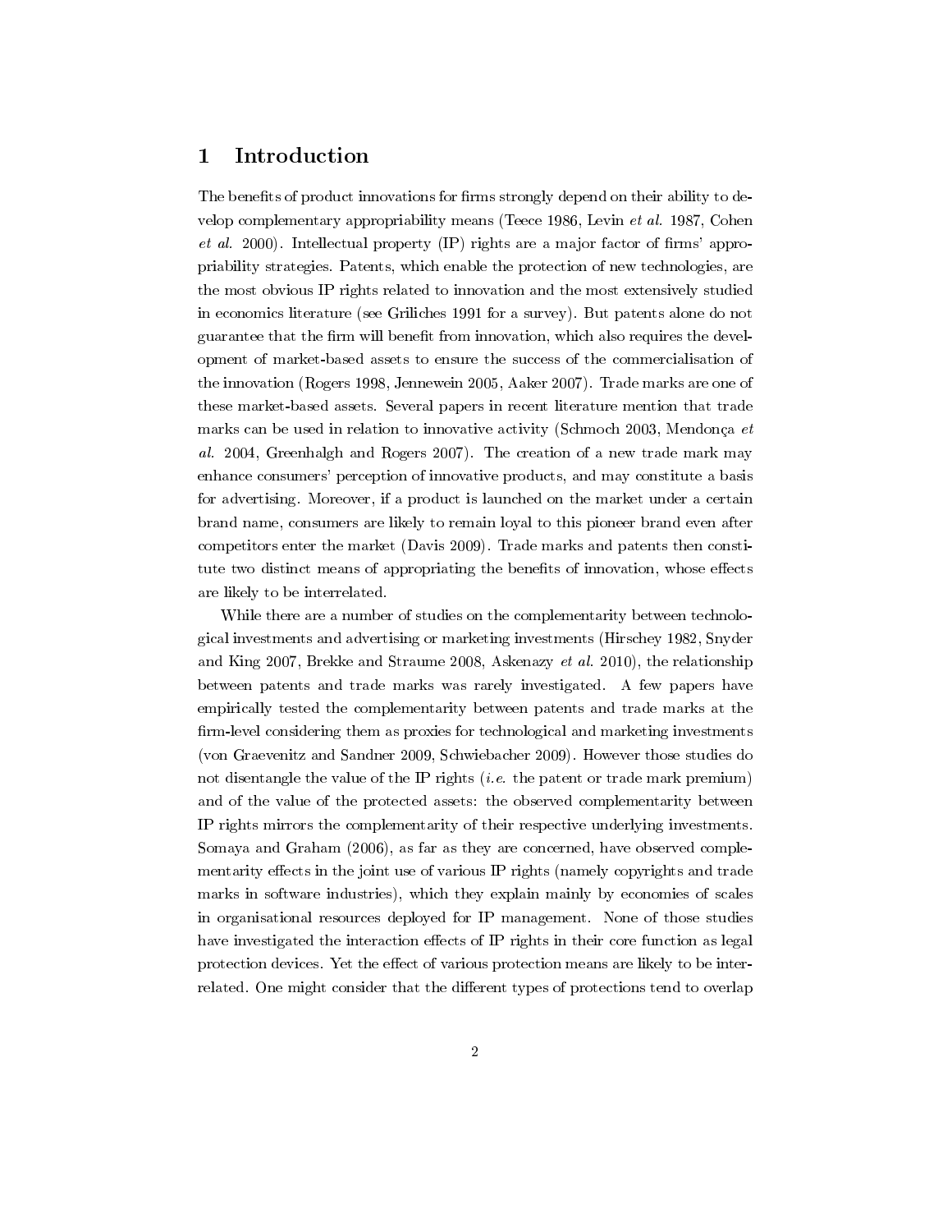# 1 Introduction

The benefits of product innovations for firms strongly depend on their ability to develop complementary appropriability means (Teece 1986, Levin *et al.* 1987, Cohen *et al.* 2000). Intellectual property (IP) rights are a major factor of firms' appropriability strategies. Patents, which enable the protection of new technologies, are the most obvious IP rights related to innovation and the most extensively studied in economics literature (see Griliches 1991 for a survey). But patents alone do not guarantee that the firm will benefit from innovation, which also requires the development of market-based assets to ensure the success of the commercialisation of the innovation (Rogers 1998, Jennewein 2005, Aaker 2007). Trade marks are one of these market-based assets. Several papers in recent literature mention that trade marks can be used in relation to innovative activity (Schmoch 2003, Mendonça *et al.* 2004, Greenhalgh and Rogers 2007). The creation of a new trade mark may enhance consumers' perception of innovative products, and may constitute a basis for advertising. Moreover, if a product is launched on the market under a certain brand name, consumers are likely to remain loyal to this pioneer brand even after competitors enter the market (Davis 2009). Trade marks and patents then constitute two distinct means of appropriating the benefits of innovation, whose effects are likely to be interrelated.

While there are a number of studies on the complementarity between technological investments and advertising or marketing investments (Hirschey 1982, Snyder and King 2007, Brekke and Straume 2008, Askenazy *et al.* 2010), the relationship between patents and trade marks was rarely investigated. A few papers have empirically tested the complementarity between patents and trade marks at the firm-level considering them as proxies for technological and marketing investments (von Graevenitz and Sandner 2009, Schwiebacher 2009). However those studies do not disentangle the value of the IP rights (*i.e.* the patent or trade mark premium) and of the value of the protected assets: the observed complementarity between IP rights mirrors the complementarity of their respective underlying investments. Somaya and Graham (2006), as far as they are concerned, have observed complementarity effects in the joint use of various IP rights (namely copyrights and trade marks in software industries), which they explain mainly by economies of scales in organisational resources deployed for IP management. None of those studies have investigated the interaction effects of IP rights in their core function as legal protection devices. Yet the effect of various protection means are likely to be interrelated. One might consider that the different types of protections tend to overlap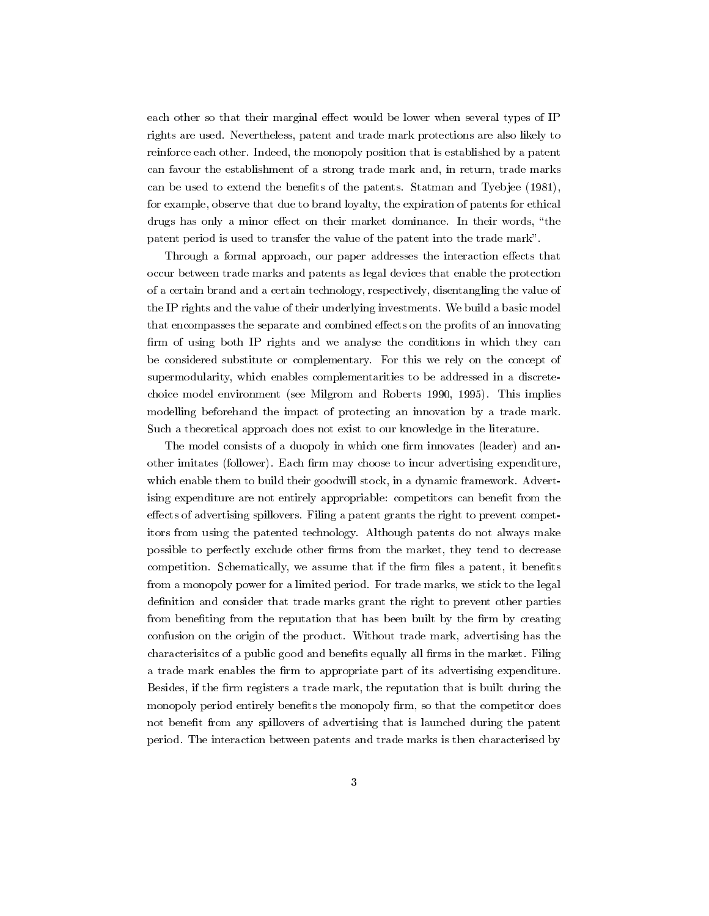each other so that their marginal effect would be lower when several types of IP rights are used. Nevertheless, patent and trade mark protections are also likely to reinforce each other. Indeed, the monopoly position that is established by a patent can favour the establishment of a strong trade mark and, in return, trade marks can be used to extend the benefits of the patents. Statman and Tyebjee (1981), for example, observe that due to brand loyalty, the expiration of patents for ethical drugs has only a minor effect on their market dominance. In their words, "the patent period is used to transfer the value of the patent into the trade mark".

Through a formal approach, our paper addresses the interaction effects that occur between trade marks and patents as legal devices that enable the protection of a certain brand and a certain technology, respectively, disentangling the value of the IP rights and the value of their underlying investments. We build a basic model that encompasses the separate and combined effects on the profits of an innovating firm of using both IP rights and we analyse the conditions in which they can be considered substitute or complementary. For this we rely on the concept of supermodularity, which enables complementarities to be addressed in a discrete-choice model environment (see Milgrom and Roberts 1990, 1995). This implies modelling beforehand the impact of protecting an innovation by a trade mark. Such a theoretical approach does not exist to our knowledge in the literature.

The model consists of a duopoly in which one firm innovates (leader) and another imitates (follower). Each firm may choose to incur advertising expenditure, which enable them to build their goodwill stock, in a dynamic framework. Advertising expenditure are not entirely appropriable: competitors can benefit from the effects of advertising spillovers. Filing a patent grants the right to prevent competitors from using the patented technology. Although patents do not always make possible to perfectly exclude other firms from the market, they tend to decrease competition. Schematically, we assume that if the firm files a patent, it benefits from a monopoly power for a limited period. For trade marks, we stick to the legal definition and consider that trade marks grant the right to prevent other parties from benefiting from the reputation that has been built by the firm by creating confusion on the origin of the product. Without trade mark, advertising has the characterisitcs of a public good and benefits equally all firms in the market. Filing a trade mark enables the firm to appropriate part of its advertising expenditure. Besides, if the firm registers a trade mark, the reputation that is built during the monopoly period entirely benefits the monopoly firm, so that the competitor does not benefit from any spillovers of advertising that is launched during the patent period. The interaction between patents and trade marks is then characterised by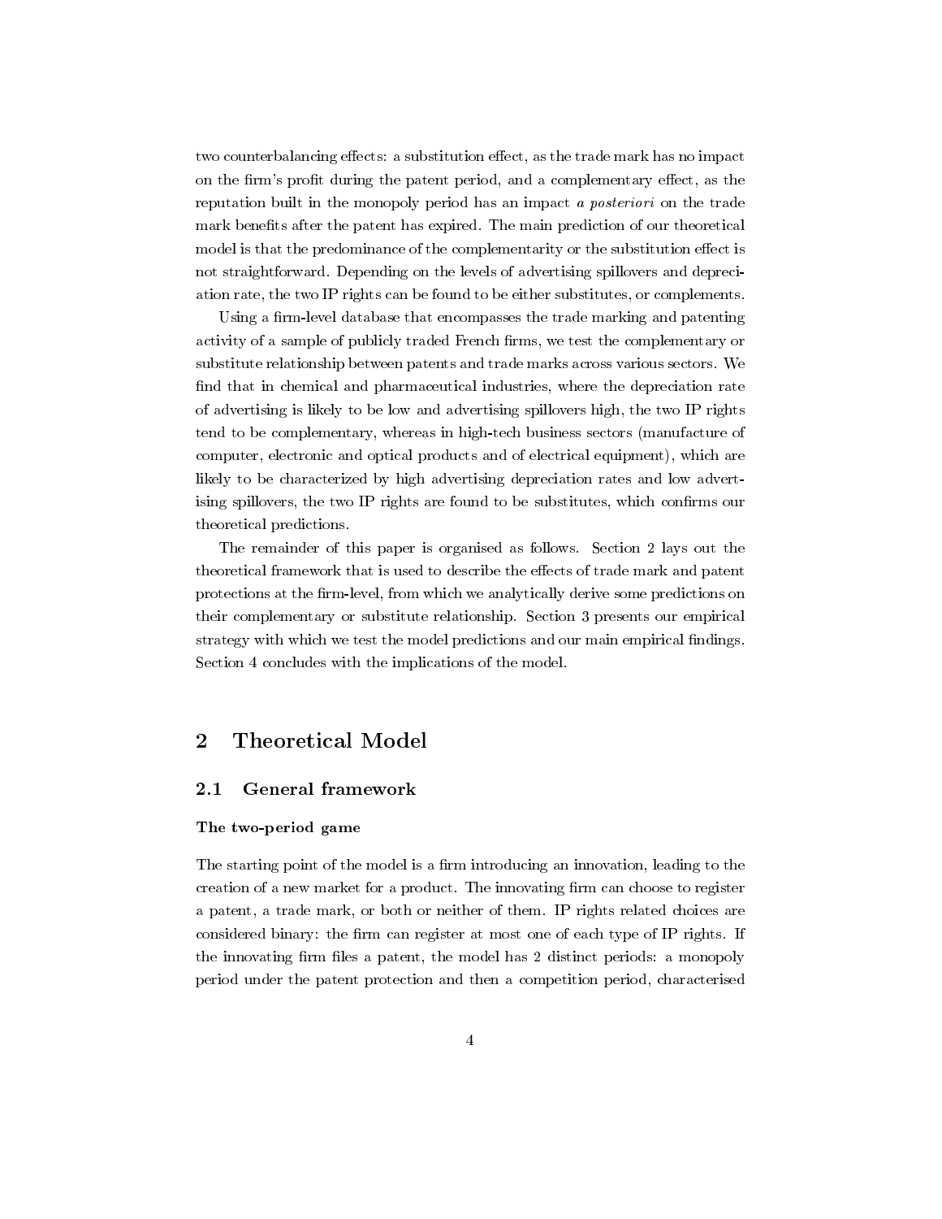two counterbalancing effects: a substitution effect, as the trade mark has no impact on the firm's profit during the patent period, and a complementary effect, as the reputation built in the monopoly period has an impact *a posteriori* on the trade mark benefits after the patent has expired. The main prediction of our theoretical model is that the predominance of the complementarity or the substitution effect is not straightforward. Depending on the levels of advertising spillovers and depreciation rate, the two IP rights can be found to be either substitutes, or complements.

Using a firm-level database that encompasses the trade marking and patenting activity of a sample of publicly traded French firms, we test the complementary or substitute relationship between patents and trade marks across various sectors. We find that in chemical and pharmaceutical industries, where the depreciation rate of advertising is likely to be low and advertising spillovers high, the two IP rights tend to be complementary, whereas in high-tech business sectors (manufacture of computer, electronic and optical products and of electrical equipment), which are likely to be characterized by high advertising depreciation rates and low advertising spillovers, the two IP rights are found to be substitutes, which confirms our theoretical predictions.

The remainder of this paper is organised as follows. Section 2 lays out the theoretical framework that is used to describe the effects of trade mark and patent protections at the firm-level, from which we analytically derive some predictions on their complementary or substitute relationship. Section 3 presents our empirical strategy with which we test the model predictions and our main empirical findings. Section 4 concludes with the implications of the model.

## 2 Theoretical Model

### 2.1 General framework

**The two-period game**

The starting point of the model is a firm introducing an innovation, leading to the creation of a new market for a product. The innovating firm can choose to register a patent, a trade mark, or both or neither of them. IP rights related choices are considered binary: the firm can register at most one of each type of IP rights. If the innovating firm files a patent, the model has 2 distinct periods: a monopoly period under the patent protection and then a competition period, characterised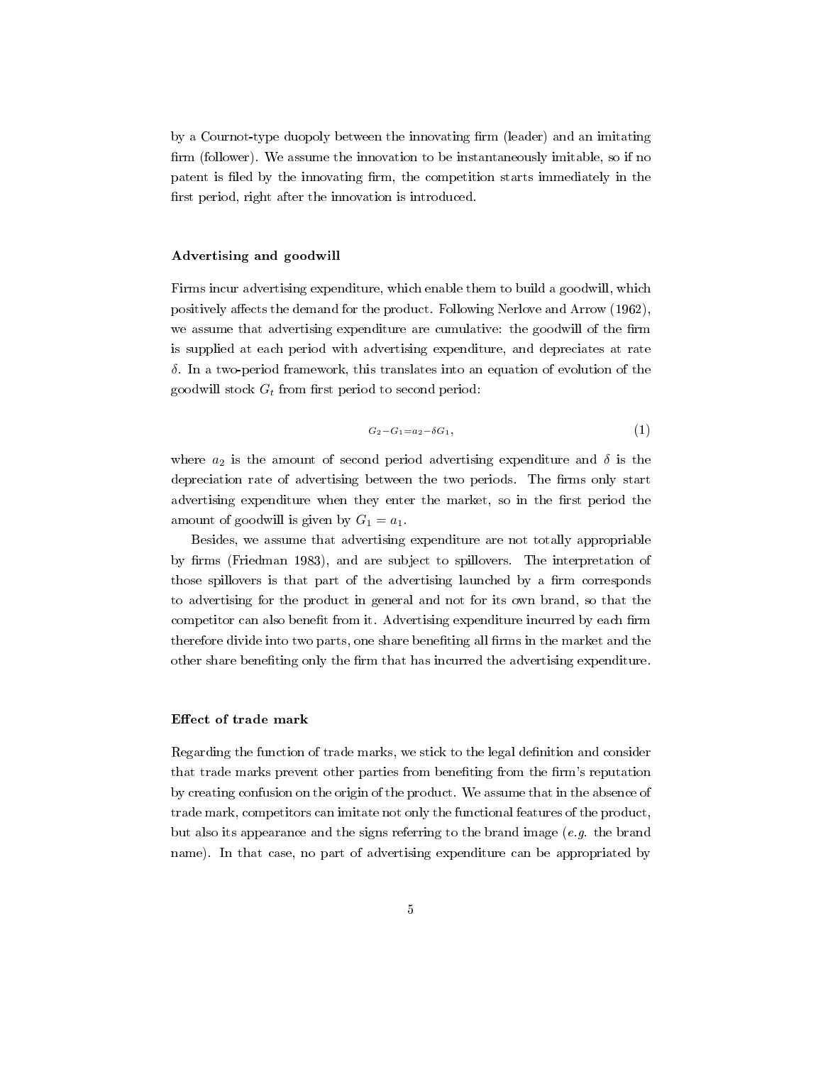by a Cournot-type duopoly between the innovating firm (leader) and an imitating firm (follower). We assume the innovation to be instantaneously imitable, so if no patent is filed by the innovating firm, the competition starts immediately in the first period, right after the innovation is introduced.

#### Advertising and goodwill

Firms incur advertising expenditure, which enable them to build a goodwill, which positively affects the demand for the product. Following Nerlove and Arrow (1962), we assume that advertising expenditure are cumulative: the goodwill of the firm is supplied at each period with advertising expenditure, and depreciates at rate $\delta$. In a two-period framework, this translates into an equation of evolution of the goodwill stock $G_t$ from first period to second period:

$$G_2 - G_1 = a_2 - \delta G_1, \tag{1}$$

where $a_2$ is the amount of second period advertising expenditure and $\delta$ is the depreciation rate of advertising between the two periods. The firms only start advertising expenditure when they enter the market, so in the first period the amount of goodwill is given by $G_1 = a_1$.

Besides, we assume that advertising expenditure are not totally appropriable by firms (Friedman 1983), and are subject to spillovers. The interpretation of those spillovers is that part of the advertising launched by a firm corresponds to advertising for the product in general and not for its own brand, so that the competitor can also benefit from it. Advertising expenditure incurred by each firm therefore divide into two parts, one share benefiting all firms in the market and the other share benefiting only the firm that has incurred the advertising expenditure.

#### Effect of trade mark

Regarding the function of trade marks, we stick to the legal definition and consider that trade marks prevent other parties from benefiting from the firm's reputation by creating confusion on the origin of the product. We assume that in the absence of trade mark, competitors can imitate not only the functional features of the product, but also its appearance and the signs referring to the brand image (*e.g.* the brand name). In that case, no part of advertising expenditure can be appropriated by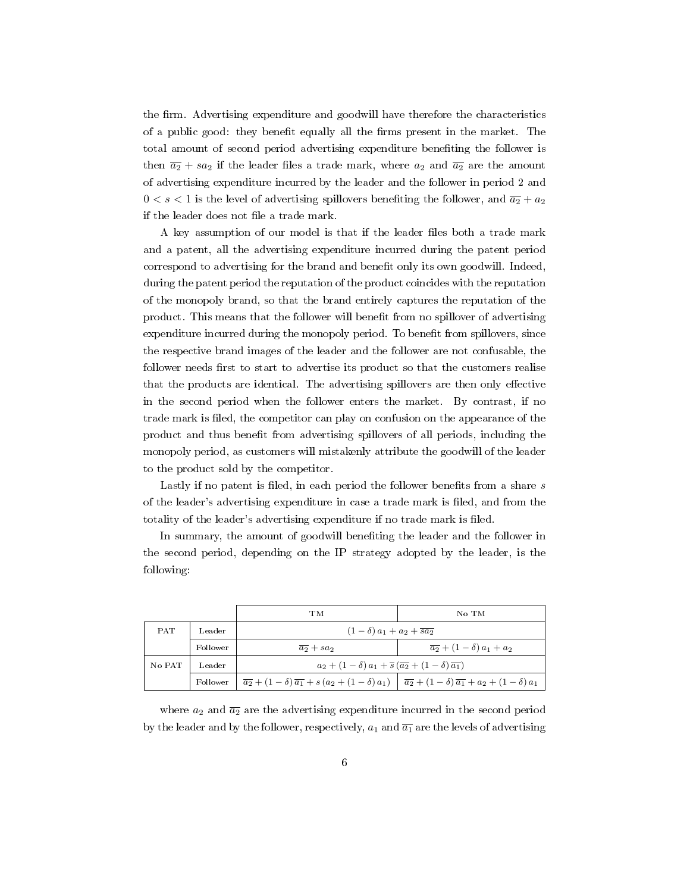the firm. Advertising expenditure and goodwill have therefore the characteristics of a public good: they benefit equally all the firms present in the market. The total amount of second period advertising expenditure benefiting the follower is then $\overline{a_2} + sa_2$ if the leader files a trade mark, where $a_2$ and $\overline{a_2}$ are the amount of advertising expenditure incurred by the leader and the follower in period 2 and $0 < s < 1$ is the level of advertising spillovers benefiting the follower, and $\overline{a_2} + a_2$ if the leader does not file a trade mark.

A key assumption of our model is that if the leader files both a trade mark and a patent, all the advertising expenditure incurred during the patent period correspond to advertising for the brand and benefit only its own goodwill. Indeed, during the patent period the reputation of the product coincides with the reputation of the monopoly brand, so that the brand entirely captures the reputation of the product. This means that the follower will benefit from no spillover of advertising expenditure incurred during the monopoly period. To benefit from spillovers, since the respective brand images of the leader and the follower are not confusable, the follower needs first to start to advertise its product so that the customers realise that the products are identical. The advertising spillovers are then only effective in the second period when the follower enters the market. By contrast, if no trade mark is filed, the competitor can play on confusion on the appearance of the product and thus benefit from advertising spillovers of all periods, including the monopoly period, as customers will mistakenly attribute the goodwill of the leader to the product sold by the competitor.

Lastly if no patent is filed, in each period the follower benefits from a share $s$ of the leader's advertising expenditure in case a trade mark is filed, and from the totality of the leader's advertising expenditure if no trade mark is filed.

In summary, the amount of goodwill benefiting the leader and the follower in the second period, depending on the IP strategy adopted by the leader, is the following:

| | | TM | No TM |
|---|---|---|---|
| PAT | Leader | $(1-\delta)\,a_1 + a_2 + \overline{sa_2}$ | |
| | Follower | $\overline{a_2} + sa_2$ | $\overline{a_2} + (1-\delta)\,a_1 + a_2$ |
| No PAT | Leader | $a_2 + (1-\delta)\,a_1 + \overline{s}\,(\overline{a_2} + (1-\delta)\,\overline{a_1})$ | |
| | Follower | $\overline{a_2} + (1-\delta)\,\overline{a_1} + s\,(a_2 + (1-\delta)\,a_1)$ | $\overline{a_2} + (1-\delta)\,\overline{a_1} + a_2 + (1-\delta)\,a_1$ |

where $a_2$ and $\overline{a_2}$ are the advertising expenditure incurred in the second period by the leader and by the follower, respectively, $a_1$ and $\overline{a_1}$ are the levels of advertising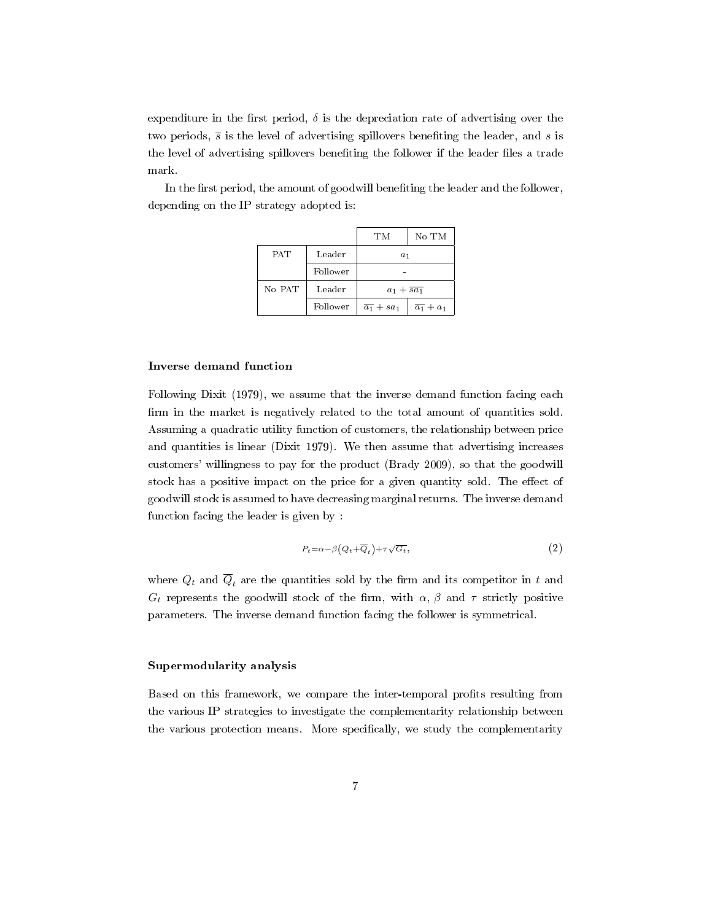expenditure in the first period, $\delta$ is the depreciation rate of advertising over the two periods, $\overline{s}$ is the level of advertising spillovers benefiting the leader, and $s$ is the level of advertising spillovers benefiting the follower if the leader files a trade mark.

In the first period, the amount of goodwill benefiting the leader and the follower, depending on the IP strategy adopted is:

| | | TM | No TM |
|---|---|---|---|
| PAT | Leader | $a_1$ | |
| | Follower | - | |
| No PAT | Leader | $a_1 + \overline{sa_1}$ | |
| | Follower | $\overline{a_1} + sa_1$ | $\overline{a_1} + a_1$ |

### Inverse demand function

Following Dixit (1979), we assume that the inverse demand function facing each firm in the market is negatively related to the total amount of quantities sold. Assuming a quadratic utility function of customers, the relationship between price and quantities is linear (Dixit 1979). We then assume that advertising increases customers' willingness to pay for the product (Brady 2009), so that the goodwill stock has a positive impact on the price for a given quantity sold. The effect of goodwill stock is assumed to have decreasing marginal returns. The inverse demand function facing the leader is given by :

$$P_t = \alpha - \beta\left(Q_t + \overline{Q}_t\right) + \tau\sqrt{G_t}, \tag{2}$$

where $Q_t$ and $\overline{Q}_t$ are the quantities sold by the firm and its competitor in $t$ and $G_t$ represents the goodwill stock of the firm, with $\alpha$, $\beta$ and $\tau$ strictly positive parameters. The inverse demand function facing the follower is symmetrical.

### Supermodularity analysis

Based on this framework, we compare the inter-temporal profits resulting from the various IP strategies to investigate the complementarity relationship between the various protection means. More specifically, we study the complementarity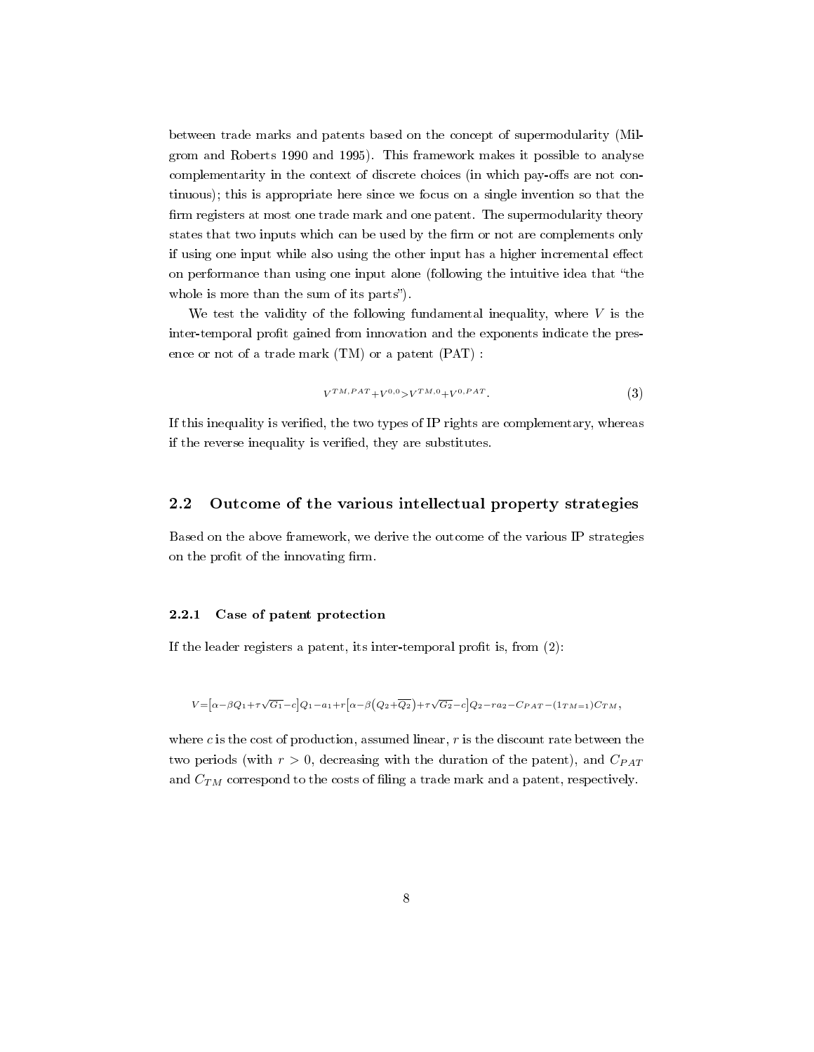between trade marks and patents based on the concept of supermodularity (Milgrom and Roberts 1990 and 1995). This framework makes it possible to analyse complementarity in the context of discrete choices (in which pay-offs are not continuous); this is appropriate here since we focus on a single invention so that the firm registers at most one trade mark and one patent. The supermodularity theory states that two inputs which can be used by the firm or not are complements only if using one input while also using the other input has a higher incremental effect on performance than using one input alone (following the intuitive idea that "the whole is more than the sum of its parts").

We test the validity of the following fundamental inequality, where $V$ is the inter-temporal profit gained from innovation and the exponents indicate the presence or not of a trade mark (TM) or a patent (PAT) :

$$V^{TM,PAT}+V^{0,0}>V^{TM,0}+V^{0,PAT}. \tag{3}$$

If this inequality is verified, the two types of IP rights are complementary, whereas if the reverse inequality is verified, they are substitutes.

## 2.2 Outcome of the various intellectual property strategies

Based on the above framework, we derive the outcome of the various IP strategies on the profit of the innovating firm.

### 2.2.1 Case of patent protection

If the leader registers a patent, its inter-temporal profit is, from (2):

$$V=\left[\alpha-\beta Q_1+\tau\sqrt{G_1}-c\right]Q_1-a_1+r\left[\alpha-\beta\left(Q_2+\overline{Q_2}\right)+\tau\sqrt{G_2}-c\right]Q_2-ra_2-C_{PAT}-(1_{TM=1})C_{TM},$$

where $c$ is the cost of production, assumed linear, $r$ is the discount rate between the two periods (with $r>0$, decreasing with the duration of the patent), and $C_{PAT}$ and $C_{TM}$ correspond to the costs of filing a trade mark and a patent, respectively.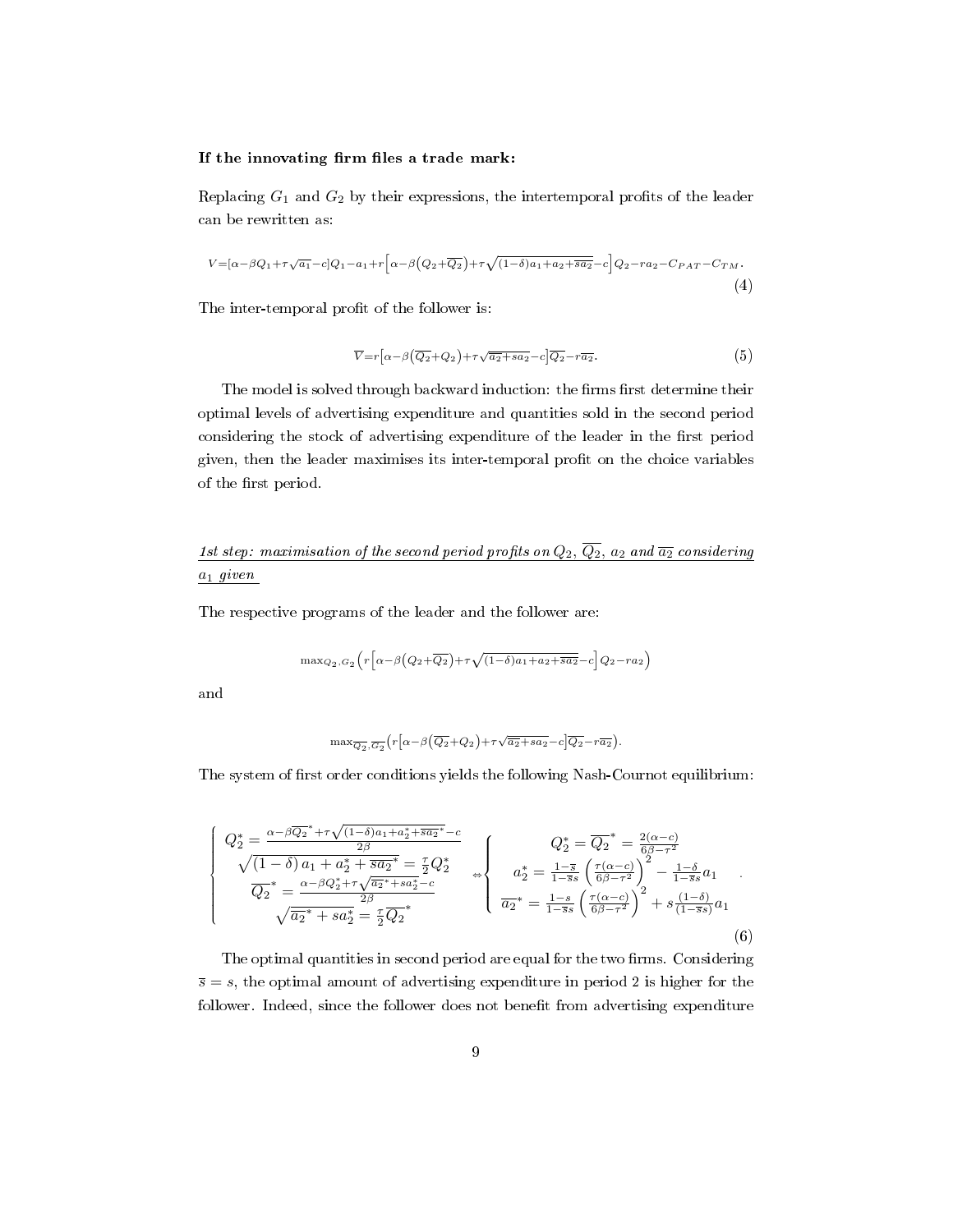**If the innovating firm files a trade mark:**

Replacing $G_1$ and $G_2$ by their expressions, the intertemporal profits of the leader can be rewritten as:

$$V=[\alpha-\beta Q_1+\tau\sqrt{a_1}-c]Q_1-a_1+r\left[\alpha-\beta\left(Q_2+\overline{Q_2}\right)+\tau\sqrt{(1-\delta)a_1+a_2+\overline{s}\overline{a_2}}-c\right]Q_2-ra_2-C_{PAT}-C_{TM}. \tag{4}$$

The inter-temporal profit of the follower is:

$$\overline{V}=r\left[\alpha-\beta\left(\overline{Q_2}+Q_2\right)+\tau\sqrt{\overline{a_2}+sa_2}-c\right]\overline{Q_2}-r\overline{a_2}. \tag{5}$$

The model is solved through backward induction: the firms first determine their optimal levels of advertising expenditure and quantities sold in the second period considering the stock of advertising expenditure of the leader in the first period given, then the leader maximises its inter-temporal profit on the choice variables of the first period.

*1st step: maximisation of the second period profits on $Q_2$, $\overline{Q_2}$, $a_2$ and $\overline{a_2}$ considering $a_1$ given*

The respective programs of the leader and the follower are:

$$\max_{Q_2,G_2}\left(r\left[\alpha-\beta\left(Q_2+\overline{Q_2}\right)+\tau\sqrt{(1-\delta)a_1+a_2+\overline{s}\overline{a_2}}-c\right]Q_2-ra_2\right)$$

and

$$\max_{\overline{Q_2},\overline{G_2}}\left(r\left[\alpha-\beta\left(\overline{Q_2}+Q_2\right)+\tau\sqrt{\overline{a_2}+sa_2}-c\right]\overline{Q_2}-r\overline{a_2}\right).$$

The system of first order conditions yields the following Nash-Cournot equilibrium:

$$\left\{\begin{array}{c} Q_2^*=\frac{\alpha-\beta\overline{Q_2}^*+\tau\sqrt{(1-\delta)a_1+a_2^*+\overline{s}\overline{a_2}^*}-c}{2\beta} \\ \sqrt{(1-\delta)\,a_1+a_2^*+\overline{s}\overline{a_2}^*}=\frac{\tau}{2}Q_2^* \\ \overline{Q_2}^*=\frac{\alpha-\beta Q_2^*+\tau\sqrt{\overline{a_2}^*+sa_2^*}-c}{2\beta} \\ \sqrt{\overline{a_2}^*+sa_2^*}=\frac{\tau}{2}\overline{Q_2}^* \end{array}\right. \Leftrightarrow \left\{\begin{array}{c} Q_2^*=\overline{Q_2}^*=\frac{2(\alpha-c)}{6\beta-\tau^2} \\ a_2^*=\frac{1-\overline{s}}{1-\overline{s}s}\left(\frac{\tau(\alpha-c)}{6\beta-\tau^2}\right)^2-\frac{1-\delta}{1-\overline{s}s}a_1 \\ \overline{a_2}^*=\frac{1-s}{1-\overline{s}s}\left(\frac{\tau(\alpha-c)}{6\beta-\tau^2}\right)^2+s\frac{(1-\delta)}{(1-\overline{s}s)}a_1 \end{array}\right. . \tag{6}$$

The optimal quantities in second period are equal for the two firms. Considering $\overline{s}=s$, the optimal amount of advertising expenditure in period 2 is higher for the follower. Indeed, since the follower does not benefit from advertising expenditure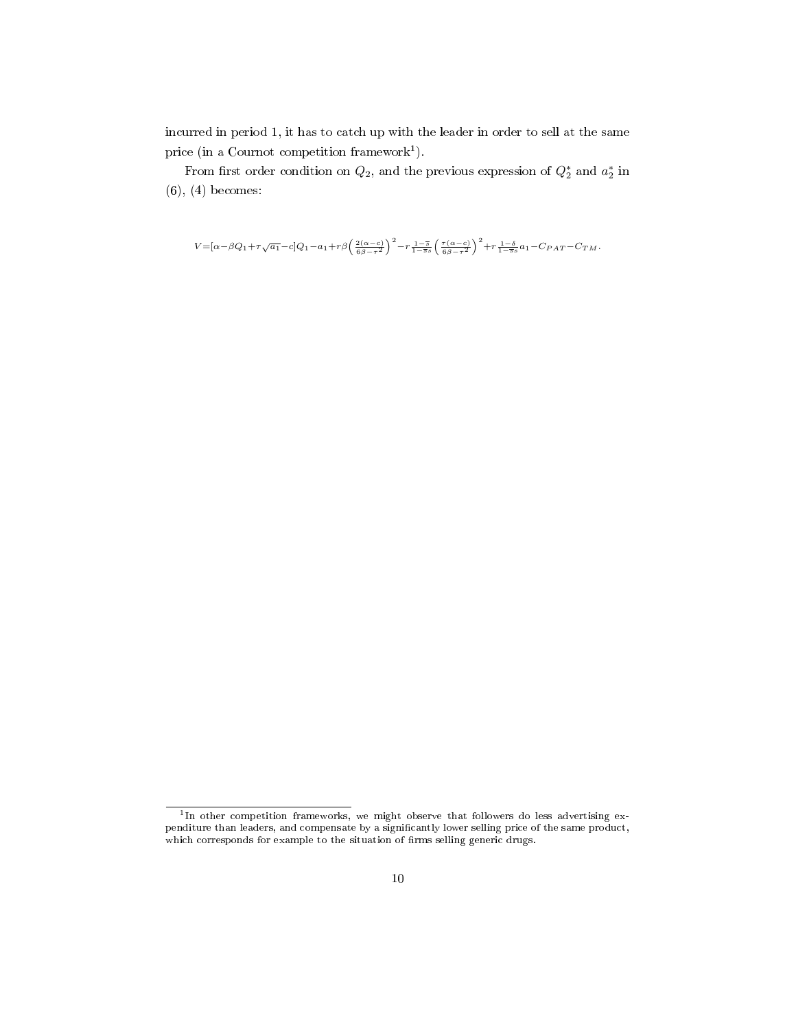incurred in period 1, it has to catch up with the leader in order to sell at the same price (in a Cournot competition framework[1]).

From first order condition on $Q_2$, and the previous expression of $Q_2^*$ and $a_2^*$ in (6), (4) becomes:

$$V=[\alpha-\beta Q_1+\tau\sqrt{a_1}-c]Q_1-a_1+r\beta\left(\frac{2(\alpha-c)}{6\beta-\tau^2}\right)^2-r\frac{1-\overline{s}}{1-\overline{s}s}\left(\frac{\tau(\alpha-c)}{6\beta-\tau^2}\right)^2+r\frac{1-\delta}{1-\overline{s}s}a_1-C_{PAT}-C_{TM}.$$

[1] In other competition frameworks, we might observe that followers do less advertising expenditure than leaders, and compensate by a significantly lower selling price of the same product, which corresponds for example to the situation of firms selling generic drugs.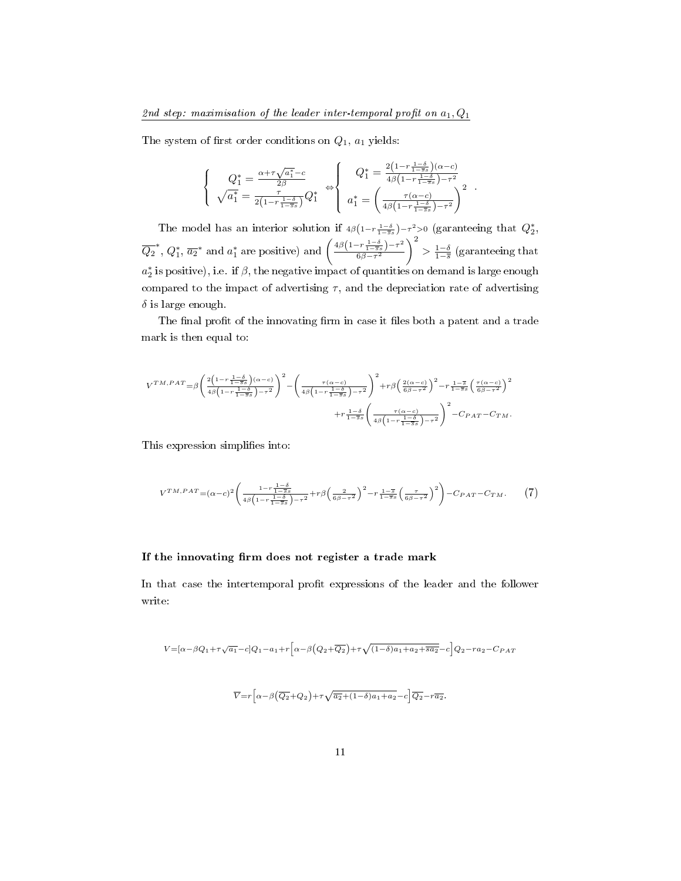*2nd step: maximisation of the leader inter-temporal profit on $a_1, Q_1$*

The system of first order conditions on $Q_1$, $a_1$ yields:

$$\left\{\begin{array}{l} Q_1^* = \frac{\alpha+\tau\sqrt{a_1^*}-c}{2\beta} \\ \sqrt{a_1^*} = \frac{\tau}{2\left(1-r\frac{1-\delta}{1-\overline{s}s}\right)}Q_1^* \end{array}\right. \Leftrightarrow \left\{\begin{array}{l} Q_1^* = \frac{2\left(1-r\frac{1-\delta}{1-\overline{s}s}\right)(\alpha-c)}{4\beta\left(1-r\frac{1-\delta}{1-\overline{s}s}\right)-\tau^2} \\ a_1^* = \left(\frac{\tau(\alpha-c)}{4\beta\left(1-r\frac{1-\delta}{1-\overline{s}s}\right)-\tau^2}\right)^2 \end{array}\right. .$$

The model has an interior solution if $4\beta\left(1-r\frac{1-\delta}{1-\overline{s}s}\right)-\tau^2>0$ (garanteeing that $Q_2^*$, $\overline{Q_2}^*$, $Q_1^*$, $\overline{a_2}^*$ and $a_1^*$ are positive) and $\left(\frac{4\beta\left(1-r\frac{1-\delta}{1-\overline{s}s}\right)-\tau^2}{6\beta-\tau^2}\right)^2 > \frac{1-\delta}{1-\overline{s}}$ (garanteeing that $a_2^*$ is positive), i.e. if $\beta$, the negative impact of quantities on demand is large enough compared to the impact of advertising $\tau$, and the depreciation rate of advertising $\delta$ is large enough.

The final profit of the innovating firm in case it files both a patent and a trade mark is then equal to:

$$V^{TM,PAT}=\beta\left(\frac{2\left(1-r\frac{1-\delta}{1-\overline{s}s}\right)(\alpha-c)}{4\beta\left(1-r\frac{1-\delta}{1-\overline{s}s}\right)-\tau^2}\right)^2-\left(\frac{\tau(\alpha-c)}{4\beta\left(1-r\frac{1-\delta}{1-\overline{s}s}\right)-\tau^2}\right)^2+r\beta\left(\frac{2(\alpha-c)}{6\beta-\tau^2}\right)^2-r\frac{1-\overline{s}}{1-\overline{s}s}\left(\frac{\tau(\alpha-c)}{6\beta-\tau^2}\right)^2$$
$$+r\frac{1-\delta}{1-\overline{s}s}\left(\frac{\tau(\alpha-c)}{4\beta\left(1-r\frac{1-\delta}{1-\overline{s}s}\right)-\tau^2}\right)^2-C_{PAT}-C_{TM}.$$

This expression simplifies into:

$$V^{TM,PAT}=(\alpha-c)^2\left(\frac{1-r\frac{1-\delta}{1-\overline{s}s}}{4\beta\left(1-r\frac{1-\delta}{1-\overline{s}s}\right)-\tau^2}+r\beta\left(\frac{2}{6\beta-\tau^2}\right)^2-r\frac{1-\overline{s}}{1-\overline{s}s}\left(\frac{\tau}{6\beta-\tau^2}\right)^2\right)-C_{PAT}-C_{TM}. \quad (7)$$

**If the innovating firm does not register a trade mark**

In that case the intertemporal profit expressions of the leader and the follower write:

$$V=[\alpha-\beta Q_1+\tau\sqrt{a_1}-c]Q_1-a_1+r\left[\alpha-\beta\left(Q_2+\overline{Q_2}\right)+\tau\sqrt{(1-\delta)a_1+a_2+\overline{s}\overline{a_2}}-c\right]Q_2-ra_2-C_{PAT}$$

$$\overline{V}=r\left[\alpha-\beta\left(\overline{Q_2}+Q_2\right)+\tau\sqrt{\overline{a_2}+(1-\delta)a_1+a_2}-c\right]\overline{Q_2}-r\overline{a_2}.$$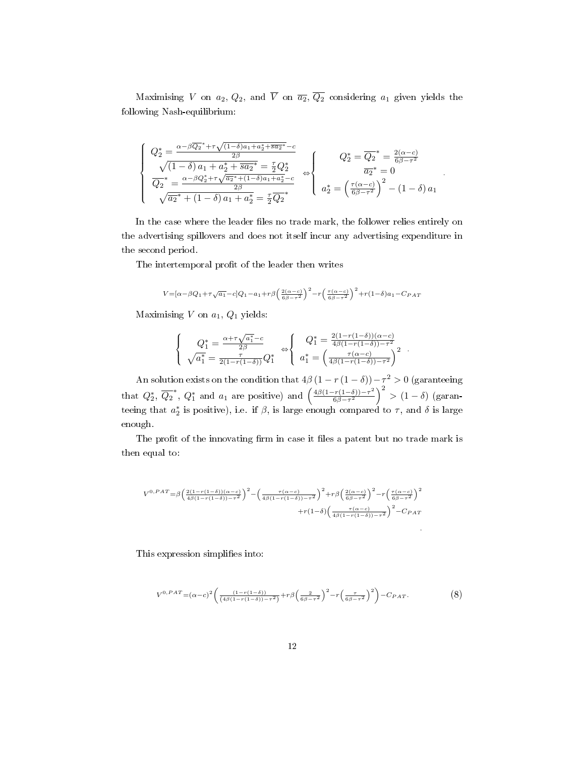Maximising $V$ on $a_2$, $Q_2$, and $\overline{V}$ on $\overline{a_2}$, $\overline{Q_2}$ considering $a_1$ given yields the following Nash-equilibrium:

$$
\left\{
\begin{array}{c}
Q_2^* = \frac{\alpha - \beta \overline{Q_2}^* + \tau \sqrt{(1-\delta)a_1 + a_2^* + \overline{s a_2}^*} - c}{2\beta} \\
\sqrt{(1-\delta)\,a_1 + a_2^* + \overline{s a_2}^*} = \frac{\tau}{2} Q_2^* \\
\overline{Q_2}^* = \frac{\alpha - \beta Q_2^* + \tau \sqrt{\overline{a_2}^* + (1-\delta)a_1 + a_2^*} - c}{2\beta} \\
\sqrt{\overline{a_2}^* + (1-\delta)\,a_1 + a_2^*} = \frac{\tau}{2} \overline{Q_2}^*
\end{array}
\right.
\Leftrightarrow
\left\{
\begin{array}{c}
Q_2^* = \overline{Q_2}^* = \frac{2(\alpha - c)}{6\beta - \tau^2} \\
\overline{a_2}^* = 0 \\
a_2^* = \left( \frac{\tau(\alpha - c)}{6\beta - \tau^2} \right)^2 - (1-\delta)\,a_1
\end{array}
\right. .
$$

In the case where the leader files no trade mark, the follower relies entirely on the advertising spillovers and does not itself incur any advertising expenditure in the second period.

The intertemporal profit of the leader then writes

$$
V = [\alpha - \beta Q_1 + \tau \sqrt{a_1} - c] Q_1 - a_1 + r\beta \left( \frac{2(\alpha - c)}{6\beta - \tau^2} \right)^2 - r \left( \frac{\tau(\alpha - c)}{6\beta - \tau^2} \right)^2 + r(1-\delta)a_1 - C_{PAT}
$$

Maximising $V$ on $a_1$, $Q_1$ yields:

$$
\left\{
\begin{array}{c}
Q_1^* = \frac{\alpha + \tau \sqrt{a_1^*} - c}{2\beta} \\
\sqrt{a_1^*} = \frac{\tau}{2(1 - r(1-\delta))} Q_1^*
\end{array}
\right.
\Leftrightarrow
\left\{
\begin{array}{c}
Q_1^* = \frac{2(1 - r(1-\delta))(\alpha - c)}{4\beta(1 - r(1-\delta)) - \tau^2} \\
a_1^* = \left( \frac{\tau(\alpha - c)}{4\beta(1 - r(1-\delta)) - \tau^2} \right)^2
\end{array}
\right. .
$$

An solution exists on the condition that $4\beta\,(1 - r\,(1-\delta)) - \tau^2 > 0$ (garanteeing that $Q_2^*$, $\overline{Q_2}^*$, $Q_1^*$ and $a_1$ are positive) and $\left( \frac{4\beta(1 - r(1-\delta)) - \tau^2}{6\beta - \tau^2} \right)^2 > (1-\delta)$ (garanteeing that $a_2^*$ is positive), i.e. if $\beta$, is large enough compared to $\tau$, and $\delta$ is large enough.

The profit of the innovating firm in case it files a patent but no trade mark is then equal to:

$$
V^{0,PAT} = \beta \left( \frac{2(1 - r(1-\delta))(\alpha - c)}{4\beta(1 - r(1-\delta)) - \tau^2} \right)^2 - \left( \frac{\tau(\alpha - c)}{4\beta(1 - r(1-\delta)) - \tau^2} \right)^2 + r\beta \left( \frac{2(\alpha - c)}{6\beta - \tau^2} \right)^2 - r \left( \frac{\tau(\alpha - c)}{6\beta - \tau^2} \right)^2
$$
$$
+ r(1-\delta) \left( \frac{\tau(\alpha - c)}{4\beta(1 - r(1-\delta)) - \tau^2} \right)^2 - C_{PAT}
$$

This expression simplifies into:

$$
V^{0,PAT} = (\alpha - c)^2 \left( \frac{(1 - r(1-\delta))}{(4\beta(1 - r(1-\delta)) - \tau^2)} + r\beta \left( \frac{2}{6\beta - \tau^2} \right)^2 - r \left( \frac{\tau}{6\beta - \tau^2} \right)^2 \right) - C_{PAT}. \tag{8}
$$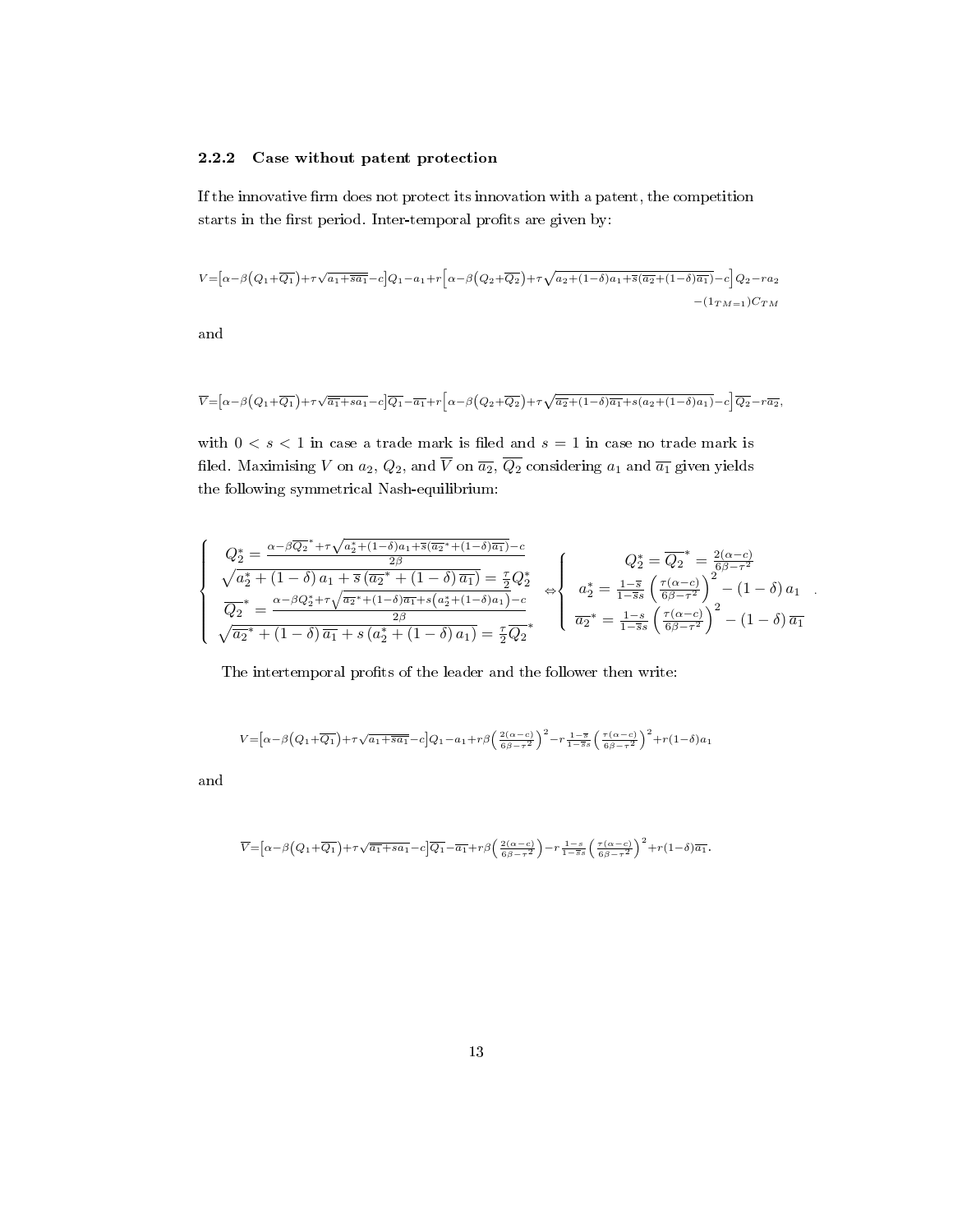### 2.2.2 Case without patent protection

If the innovative firm does not protect its innovation with a patent, the competition starts in the first period. Inter-temporal profits are given by:

$$V=\left[\alpha-\beta\left(Q_1+\overline{Q_1}\right)+\tau\sqrt{a_1+\overline{s}\overline{a_1}}-c\right]Q_1-a_1+r\left[\alpha-\beta\left(Q_2+\overline{Q_2}\right)+\tau\sqrt{a_2+(1-\delta)a_1+\overline{s}\left(\overline{a_2}+(1-\delta)\overline{a_1}\right)}-c\right]Q_2-ra_2 -\left(1_{TM=1}\right)C_{TM}$$

and

$$\overline{V}=\left[\alpha-\beta\left(Q_1+\overline{Q_1}\right)+\tau\sqrt{\overline{a_1}+sa_1}-c\right]\overline{Q_1}-\overline{a_1}+r\left[\alpha-\beta\left(Q_2+\overline{Q_2}\right)+\tau\sqrt{\overline{a_2}+(1-\delta)\overline{a_1}+s\left(a_2+(1-\delta)a_1\right)}-c\right]\overline{Q_2}-r\overline{a_2},$$

with $0<s<1$ in case a trade mark is filed and $s=1$ in case no trade mark is filed. Maximising $V$ on $a_2$, $Q_2$, and $\overline{V}$ on $\overline{a_2}$, $\overline{Q_2}$ considering $a_1$ and $\overline{a_1}$ given yields the following symmetrical Nash-equilibrium:

$$\left\{\begin{array}{l} Q_2^*=\frac{\alpha-\beta\overline{Q_2}^*+\tau\sqrt{a_2^*+(1-\delta)a_1+\overline{s}\left(\overline{a_2}^*+(1-\delta)\overline{a_1}\right)}-c}{2\beta} \\ \sqrt{a_2^*+(1-\delta)\,a_1+\overline{s}\left(\overline{a_2}^*+(1-\delta)\,\overline{a_1}\right)}=\frac{\tau}{2}Q_2^* \\ \overline{Q_2}^*=\frac{\alpha-\beta Q_2^*+\tau\sqrt{\overline{a_2}^*+(1-\delta)\overline{a_1}+s\left(a_2^*+(1-\delta)a_1\right)}-c}{2\beta} \\ \sqrt{\overline{a_2}^*+(1-\delta)\,\overline{a_1}+s\left(a_2^*+(1-\delta)\,a_1\right)}=\frac{\tau}{2}\overline{Q_2}^* \end{array}\right. \Leftrightarrow \left\{\begin{array}{c} Q_2^*=\overline{Q_2}^*=\frac{2(\alpha-c)}{6\beta-\tau^2} \\ a_2^*=\frac{1-\overline{s}}{1-\overline{s}s}\left(\frac{\tau(\alpha-c)}{6\beta-\tau^2}\right)^2-(1-\delta)\,a_1 \\ \overline{a_2}^*=\frac{1-s}{1-\overline{s}s}\left(\frac{\tau(\alpha-c)}{6\beta-\tau^2}\right)^2-(1-\delta)\,\overline{a_1} \end{array}\right. .$$

The intertemporal profits of the leader and the follower then write:

$$V=\left[\alpha-\beta\left(Q_1+\overline{Q_1}\right)+\tau\sqrt{a_1+\overline{s}\overline{a_1}}-c\right]Q_1-a_1+r\beta\left(\frac{2(\alpha-c)}{6\beta-\tau^2}\right)^2-r\frac{1-\overline{s}}{1-\overline{s}s}\left(\frac{\tau(\alpha-c)}{6\beta-\tau^2}\right)^2+r(1-\delta)a_1$$

and

$$\overline{V}=\left[\alpha-\beta\left(Q_1+\overline{Q_1}\right)+\tau\sqrt{\overline{a_1}+sa_1}-c\right]\overline{Q_1}-\overline{a_1}+r\beta\left(\frac{2(\alpha-c)}{6\beta-\tau^2}\right)-r\frac{1-s}{1-\overline{s}s}\left(\frac{\tau(\alpha-c)}{6\beta-\tau^2}\right)^2+r(1-\delta)\overline{a_1}.$$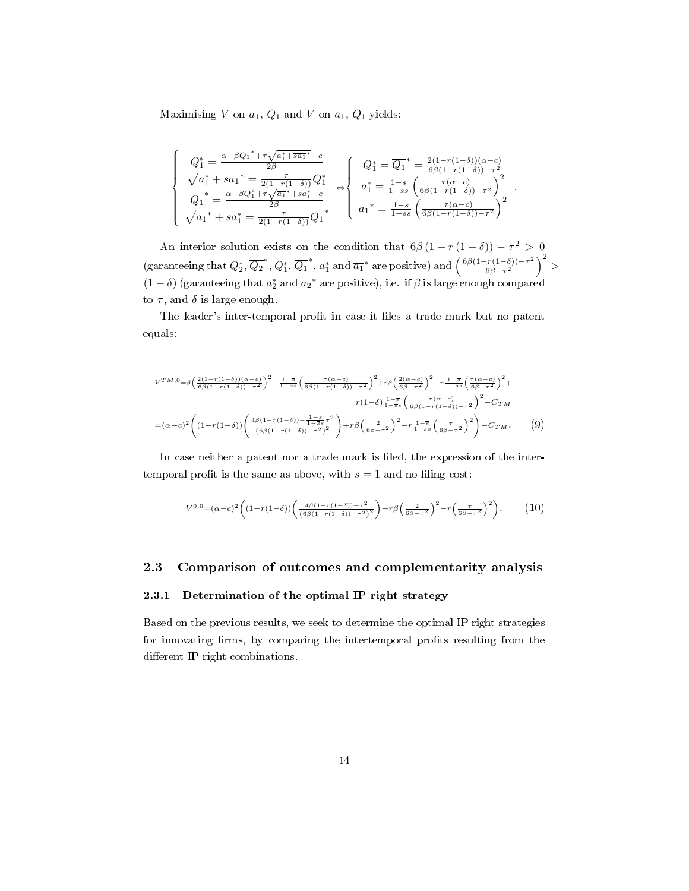Maximising $V$ on $a_1$, $Q_1$ and $\overline{V}$ on $\overline{a_1}$, $\overline{Q_1}$ yields:

$$\left\{\begin{array}{l} Q_1^* = \frac{\alpha - \beta\overline{Q_1}^* + \tau\sqrt{a_1^* + \overline{s}\overline{a_1}^*} - c}{2\beta} \\ \sqrt{a_1^* + \overline{s}\overline{a_1}^*} = \frac{\tau}{2(1-r(1-\delta))} Q_1^* \\ \overline{Q_1}^* = \frac{\alpha - \beta Q_1^* + \tau\sqrt{\overline{a_1}^* + s a_1^*} - c}{2\beta} \\ \sqrt{\overline{a_1}^* + s a_1^*} = \frac{\tau}{2(1-r(1-\delta))}\overline{Q_1}^* \end{array}\right. \Leftrightarrow \left\{\begin{array}{l} Q_1^* = \overline{Q_1}^* = \frac{2(1-r(1-\delta))(\alpha-c)}{6\beta(1-r(1-\delta))-\tau^2} \\ a_1^* = \frac{1-\overline{s}}{1-\overline{s}s}\left(\frac{\tau(\alpha-c)}{6\beta(1-r(1-\delta))-\tau^2}\right)^2 \\ \overline{a_1}^* = \frac{1-s}{1-\overline{s}s}\left(\frac{\tau(\alpha-c)}{6\beta(1-r(1-\delta))-\tau^2}\right)^2 \end{array}\right. .$$

An interior solution exists on the condition that $6\beta(1-r(1-\delta)) - \tau^2 > 0$ (garanteeing that $Q_2^*$, $\overline{Q_2}^*$, $Q_1^*$, $\overline{Q_1}^*$, $a_1^*$ and $\overline{a_1}^*$ are positive) and $\left(\frac{6\beta(1-r(1-\delta))-\tau^2}{6\beta-\tau^2}\right)^2 > (1-\delta)$ (garanteeing that $a_2^*$ and $\overline{a_2}^*$ are positive), i.e. if $\beta$ is large enough compared to $\tau$, and $\delta$ is large enough.

The leader's inter-temporal profit in case it files a trade mark but no patent equals:

$$\begin{aligned} V^{TM,0} &= \beta\left(\tfrac{2(1-r(1-\delta))(\alpha-c)}{6\beta(1-r(1-\delta))-\tau^2}\right)^2 - \tfrac{1-\overline{s}}{1-\overline{s}s}\left(\tfrac{\tau(\alpha-c)}{6\beta(1-r(1-\delta))-\tau^2}\right)^2 + r\beta\left(\tfrac{2(\alpha-c)}{6\beta-\tau^2}\right)^2 - r\tfrac{1-\overline{s}}{1-\overline{s}s}\left(\tfrac{\tau(\alpha-c)}{6\beta-\tau^2}\right)^2 + \\ &\qquad r(1-\delta)\tfrac{1-\overline{s}}{1-\overline{s}s}\left(\tfrac{\tau(\alpha-c)}{6\beta(1-r(1-\delta))-\tau^2}\right)^2 - C_{TM} \\ &= (\alpha-c)^2\left((1-r(1-\delta))\left(\tfrac{4\beta(1-r(1-\delta)) - \frac{1-\overline{s}}{1-\overline{s}s}\tau^2}{(6\beta(1-r(1-\delta))-\tau^2)^2}\right) + r\beta\left(\tfrac{2}{6\beta-\tau^2}\right)^2 - r\tfrac{1-\overline{s}}{1-\overline{s}s}\left(\tfrac{\tau}{6\beta-\tau^2}\right)^2\right) - C_{TM}. \end{aligned} \quad (9)$$

In case neither a patent nor a trade mark is filed, the expression of the inter-temporal profit is the same as above, with $s = 1$ and no filing cost:

$$V^{0,0} = (\alpha-c)^2\left((1-r(1-\delta))\left(\tfrac{4\beta(1-r(1-\delta))-\tau^2}{(6\beta(1-r(1-\delta))-\tau^2)^2}\right) + r\beta\left(\tfrac{2}{6\beta-\tau^2}\right)^2 - r\left(\tfrac{\tau}{6\beta-\tau^2}\right)^2\right). \quad (10)$$

## 2.3 Comparison of outcomes and complementarity analysis

### 2.3.1 Determination of the optimal IP right strategy

Based on the previous results, we seek to determine the optimal IP right strategies for innovating firms, by comparing the intertemporal profits resulting from the different IP right combinations.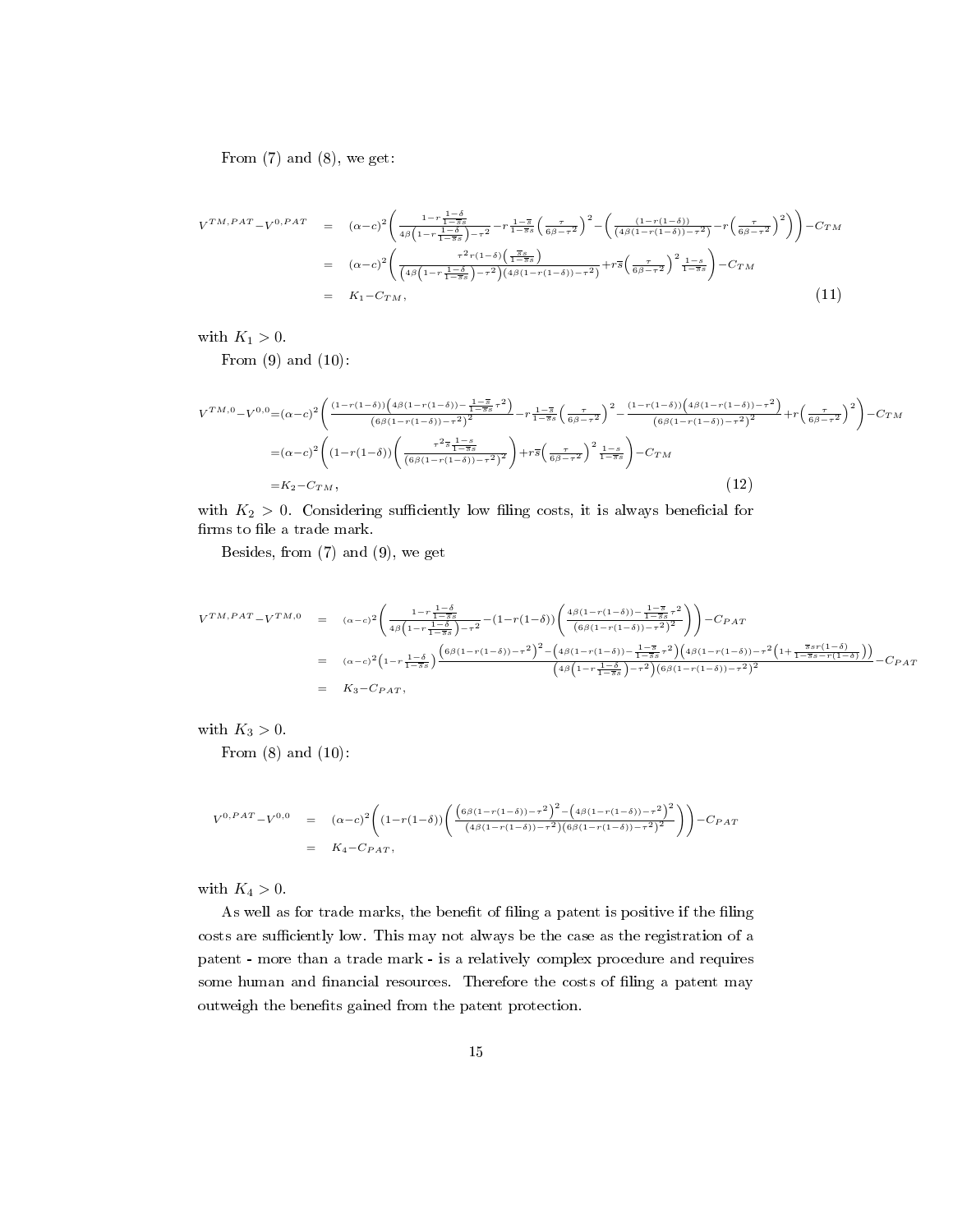From (7) and (8), we get:

$$
\begin{aligned}
V^{TM,PAT}-V^{0,PAT} &= (\alpha-c)^2\left(\frac{1-r\frac{1-\delta}{1-\overline{s}s}}{4\beta\left(1-r\frac{1-\delta}{1-\overline{s}s}\right)-\tau^2}-r\frac{1-\overline{s}}{1-\overline{s}s}\left(\frac{\tau}{6\beta-\tau^2}\right)^2-\left(\frac{(1-r(1-\delta))}{\left(4\beta(1-r(1-\delta))-\tau^2\right)}-r\left(\frac{\tau}{6\beta-\tau^2}\right)^2\right)\right)-C_{TM} \\
&= (\alpha-c)^2\left(\frac{\tau^2 r(1-\delta)\left(\frac{\overline{s}s}{1-\overline{s}s}\right)}{\left(4\beta\left(1-r\frac{1-\delta}{1-\overline{s}s}\right)-\tau^2\right)\left(4\beta(1-r(1-\delta))-\tau^2\right)}+r\overline{s}\left(\frac{\tau}{6\beta-\tau^2}\right)^2\frac{1-s}{1-\overline{s}s}\right)-C_{TM} \\
&= K_1-C_{TM}, \qquad (11)
\end{aligned}
$$

with $K_1 > 0$.

From (9) and (10):

$$
\begin{aligned}
V^{TM,0}-V^{0,0} &= (\alpha-c)^2\left(\frac{(1-r(1-\delta))\left(4\beta(1-r(1-\delta))-\frac{1-\overline{s}}{1-\overline{s}s}\tau^2\right)}{\left(6\beta(1-r(1-\delta))-\tau^2\right)^2}-r\frac{1-\overline{s}}{1-\overline{s}s}\left(\frac{\tau}{6\beta-\tau^2}\right)^2-\frac{(1-r(1-\delta))\left(4\beta(1-r(1-\delta))-\tau^2\right)}{\left(6\beta(1-r(1-\delta))-\tau^2\right)^2}+r\left(\frac{\tau}{6\beta-\tau^2}\right)^2\right)-C_{TM} \\
&= (\alpha-c)^2\left((1-r(1-\delta))\left(\frac{\tau^2\overline{s}\frac{1-s}{1-\overline{s}s}}{\left(6\beta(1-r(1-\delta))-\tau^2\right)^2}\right)+r\overline{s}\left(\frac{\tau}{6\beta-\tau^2}\right)^2\frac{1-s}{1-\overline{s}s}\right)-C_{TM} \\
&= K_2-C_{TM}, \qquad (12)
\end{aligned}
$$

with $K_2 > 0$. Considering sufficiently low filing costs, it is always beneficial for firms to file a trade mark.

Besides, from (7) and (9), we get

$$
\begin{aligned}
V^{TM,PAT}-V^{TM,0} &= (\alpha-c)^2\left(\frac{1-r\frac{1-\delta}{1-\overline{s}s}}{4\beta\left(1-r\frac{1-\delta}{1-\overline{s}s}\right)-\tau^2}-(1-r(1-\delta))\left(\frac{4\beta(1-r(1-\delta))-\frac{1-\overline{s}}{1-\overline{s}s}\tau^2}{\left(6\beta(1-r(1-\delta))-\tau^2\right)^2}\right)\right)-C_{PAT} \\
&= (\alpha-c)^2\left(1-r\frac{1-\delta}{1-\overline{s}s}\right)\frac{\left(6\beta(1-r(1-\delta))-\tau^2\right)^2-\left(4\beta(1-r(1-\delta))-\frac{1-\overline{s}}{1-\overline{s}s}\tau^2\right)\left(4\beta(1-r(1-\delta))-\tau^2\left(1+\frac{\overline{s}sr(1-\delta)}{1-\overline{s}s-r(1-\delta)}\right)\right)}{\left(4\beta\left(1-r\frac{1-\delta}{1-\overline{s}s}\right)-\tau^2\right)\left(6\beta(1-r(1-\delta))-\tau^2\right)^2}-C_{PAT} \\
&= K_3-C_{PAT},
\end{aligned}
$$

with $K_3 > 0$.

From (8) and (10):

$$
\begin{aligned}
V^{0,PAT}-V^{0,0} &= (\alpha-c)^2\left((1-r(1-\delta))\left(\frac{\left(6\beta(1-r(1-\delta))-\tau^2\right)^2-\left(4\beta(1-r(1-\delta))-\tau^2\right)^2}{\left(4\beta(1-r(1-\delta))-\tau^2\right)\left(6\beta(1-r(1-\delta))-\tau^2\right)^2}\right)\right)-C_{PAT} \\
&= K_4-C_{PAT},
\end{aligned}
$$

with $K_4 > 0$.

As well as for trade marks, the benefit of filing a patent is positive if the filing costs are sufficiently low. This may not always be the case as the registration of a patent - more than a trade mark - is a relatively complex procedure and requires some human and financial resources. Therefore the costs of filing a patent may outweigh the benefits gained from the patent protection.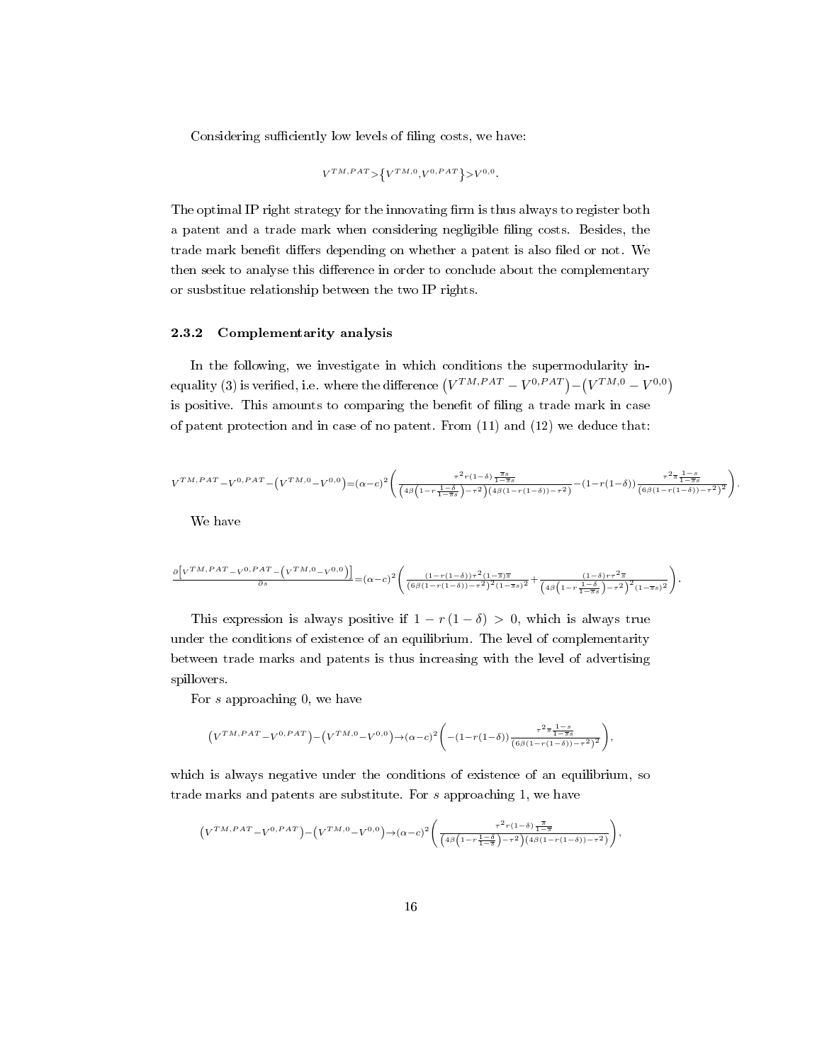Considering sufficiently low levels of filing costs, we have:

$$V^{TM,PAT} > \left\{V^{TM,0}, V^{0,PAT}\right\} > V^{0,0}.$$

The optimal IP right strategy for the innovating firm is thus always to register both a patent and a trade mark when considering negligible filing costs. Besides, the trade mark benefit differs depending on whether a patent is also filed or not. We then seek to analyse this difference in order to conclude about the complementary or susbstitue relationship between the two IP rights.

### 2.3.2 Complementarity analysis

In the following, we investigate in which conditions the supermodularity inequality (3) is verified, i.e. where the difference $\left(V^{TM,PAT} - V^{0,PAT}\right) - \left(V^{TM,0} - V^{0,0}\right)$ is positive. This amounts to comparing the benefit of filing a trade mark in case of patent protection and in case of no patent. From (11) and (12) we deduce that:

$$V^{TM,PAT} - V^{0,PAT} - \left(V^{TM,0} - V^{0,0}\right) = (\alpha - c)^2 \left( \frac{\tau^2 r(1-\delta)\frac{\overline{s}s}{1-\overline{s}s}}{\left(4\beta\left(1-r\frac{1-\delta}{1-\overline{s}s}\right)-\tau^2\right)\left(4\beta(1-r(1-\delta))-\tau^2\right)} - (1-r(1-\delta))\frac{\tau^2\overline{s}\frac{1-s}{1-\overline{s}s}}{\left(6\beta(1-r(1-\delta))-\tau^2\right)^2} \right).$$

We have

$$\frac{\partial\left[V^{TM,PAT} - V^{0,PAT} - \left(V^{TM,0} - V^{0,0}\right)\right]}{\partial s} = (\alpha - c)^2 \left( \frac{(1-r(1-\delta))\tau^2(1-\overline{s})\overline{s}}{\left(6\beta(1-r(1-\delta))-\tau^2\right)^2(1-\overline{s}s)^2} + \frac{(1-\delta)r\tau^2\overline{s}}{\left(4\beta\left(1-r\frac{1-\delta}{1-\overline{s}s}\right)-\tau^2\right)^2(1-\overline{s}s)^2} \right).$$

This expression is always positive if $1 - r(1-\delta) > 0$, which is always true under the conditions of existence of an equilibrium. The level of complementarity between trade marks and patents is thus increasing with the level of advertising spillovers.

For $s$ approaching 0, we have

$$\left(V^{TM,PAT} - V^{0,PAT}\right) - \left(V^{TM,0} - V^{0,0}\right) \to (\alpha - c)^2 \left( -(1-r(1-\delta))\frac{\tau^2\overline{s}\frac{1-s}{1-\overline{s}s}}{\left(6\beta(1-r(1-\delta))-\tau^2\right)^2} \right),$$

which is always negative under the conditions of existence of an equilibrium, so trade marks and patents are substitute. For $s$ approaching 1, we have

$$\left(V^{TM,PAT} - V^{0,PAT}\right) - \left(V^{TM,0} - V^{0,0}\right) \to (\alpha - c)^2 \left( \frac{\tau^2 r(1-\delta)\frac{\overline{s}}{1-\overline{s}}}{\left(4\beta\left(1-r\frac{1-\delta}{1-\overline{s}}\right)-\tau^2\right)\left(4\beta(1-r(1-\delta))-\tau^2\right)} \right),$$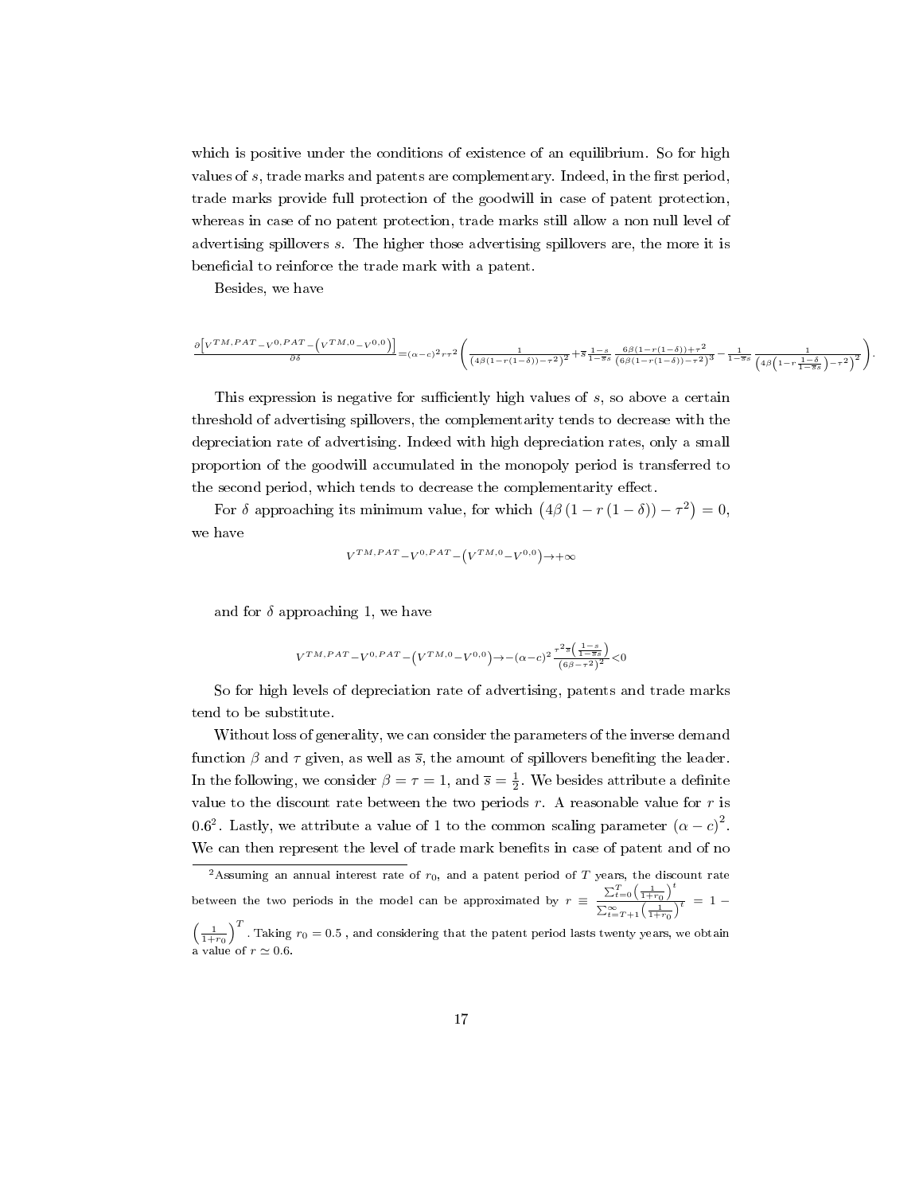which is positive under the conditions of existence of an equilibrium. So for high values of $s$, trade marks and patents are complementary. Indeed, in the first period, trade marks provide full protection of the goodwill in case of patent protection, whereas in case of no patent protection, trade marks still allow a non null level of advertising spillovers $s$. The higher those advertising spillovers are, the more it is beneficial to reinforce the trade mark with a patent.

Besides, we have

$$\frac{\partial\left[V^{TM,PAT}-V^{0,PAT}-\left(V^{TM,0}-V^{0,0}\right)\right]}{\partial\delta}=(\alpha-c)^2 r\tau^2\left(\frac{1}{\left(4\beta(1-r(1-\delta))-\tau^2\right)^2}+\overline{s}\,\frac{1-s}{1-\overline{s}s}\,\frac{6\beta(1-r(1-\delta))+\tau^2}{\left(6\beta(1-r(1-\delta))-\tau^2\right)^3}-\frac{1}{1-\overline{s}s}\,\frac{1}{\left(4\beta\left(1-r\frac{1-\delta}{1-\overline{s}s}\right)-\tau^2\right)^2}\right).$$

This expression is negative for sufficiently high values of $s$, so above a certain threshold of advertising spillovers, the complementarity tends to decrease with the depreciation rate of advertising. Indeed with high depreciation rates, only a small proportion of the goodwill accumulated in the monopoly period is transferred to the second period, which tends to decrease the complementarity effect.

For $\delta$ approaching its minimum value, for which $\left(4\beta\left(1-r\left(1-\delta\right)\right)-\tau^2\right)=0$, we have

$$V^{TM,PAT}-V^{0,PAT}-\left(V^{TM,0}-V^{0,0}\right)\to+\infty$$

and for $\delta$ approaching 1, we have

$$V^{TM,PAT}-V^{0,PAT}-\left(V^{TM,0}-V^{0,0}\right)\to-(\alpha-c)^2\,\frac{\tau^2\overline{s}\left(\frac{1-s}{1-\overline{s}s}\right)}{\left(6\beta-\tau^2\right)^2}<0$$

So for high levels of depreciation rate of advertising, patents and trade marks tend to be substitute.

Without loss of generality, we can consider the parameters of the inverse demand function $\beta$ and $\tau$ given, as well as $\overline{s}$, the amount of spillovers benefiting the leader. In the following, we consider $\beta=\tau=1$, and $\overline{s}=\frac{1}{2}$. We besides attribute a definite value to the discount rate between the two periods $r$. A reasonable value for $r$ is $0.6$[2]. Lastly, we attribute a value of 1 to the common scaling parameter $(\alpha-c)^2$. We can then represent the level of trade mark benefits in case of patent and of no

[2]Assuming an annual interest rate of $r_0$, and a patent period of $T$ years, the discount rate between the two periods in the model can be approximated by $r\equiv\frac{\sum_{t=0}^{T}\left(\frac{1}{1+r_0}\right)^t}{\sum_{t=T+1}^{\infty}\left(\frac{1}{1+r_0}\right)^t}=1-\left(\frac{1}{1+r_0}\right)^T$. Taking $r_0=0.5$ , and considering that the patent period lasts twenty years, we obtain a value of $r\simeq0.6$.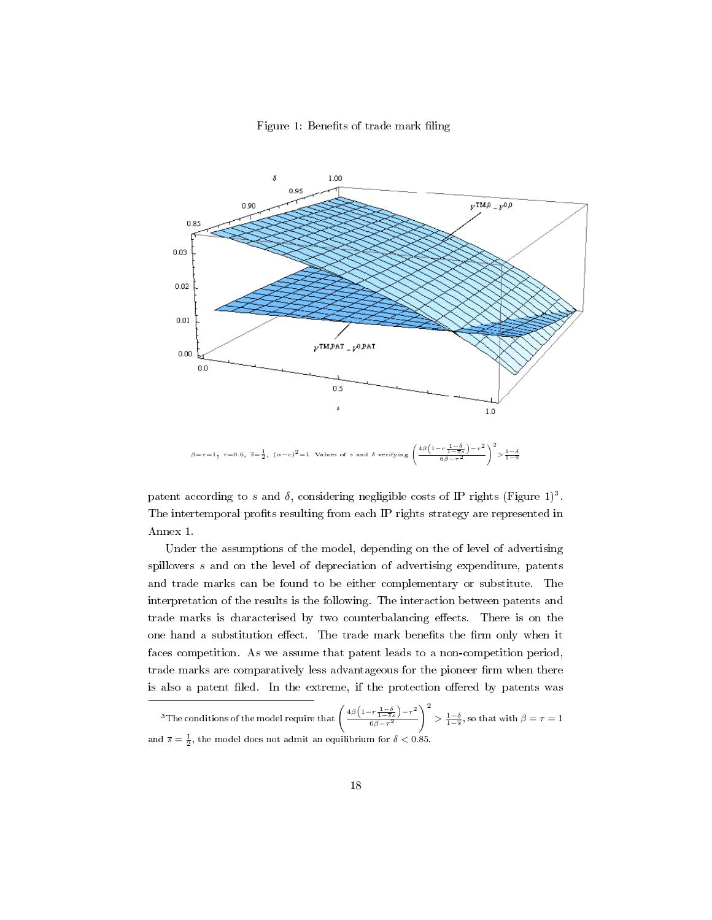Figure 1: Benefits of trade mark filing

$\beta=\tau=1$, $r=0.6$, $\bar{s}=\frac{1}{2}$, $(\alpha-c)^2=1$. Values of $s$ and $\delta$ verifying $\left(\frac{4\beta\left(1-r\frac{1-\delta}{1-\bar{s}s}\right)-\tau^2}{6\beta-\tau^2}\right)^2 > \frac{1-\delta}{1-\bar{s}}$

patent according to $s$ and $\delta$, considering negligible costs of IP rights (Figure 1)[3]. The intertemporal profits resulting from each IP rights strategy are represented in Annex 1.

Under the assumptions of the model, depending on the of level of advertising spillovers $s$ and on the level of depreciation of advertising expenditure, patents and trade marks can be found to be either complementary or substitute. The interpretation of the results is the following. The interaction between patents and trade marks is characterised by two counterbalancing effects. There is on the one hand a substitution effect. The trade mark benefits the firm only when it faces competition. As we assume that patent leads to a non-competition period, trade marks are comparatively less advantageous for the pioneer firm when there is also a patent filed. In the extreme, if the protection offered by patents was

[3] The conditions of the model require that $\left(\frac{4\beta\left(1-r\frac{1-\delta}{1-\bar{s}s}\right)-\tau^2}{6\beta-\tau^2}\right)^2 > \frac{1-\delta}{1-\bar{s}}$, so that with $\beta=\tau=1$ and $\bar{s}=\frac{1}{2}$, the model does not admit an equilibrium for $\delta < 0.85$.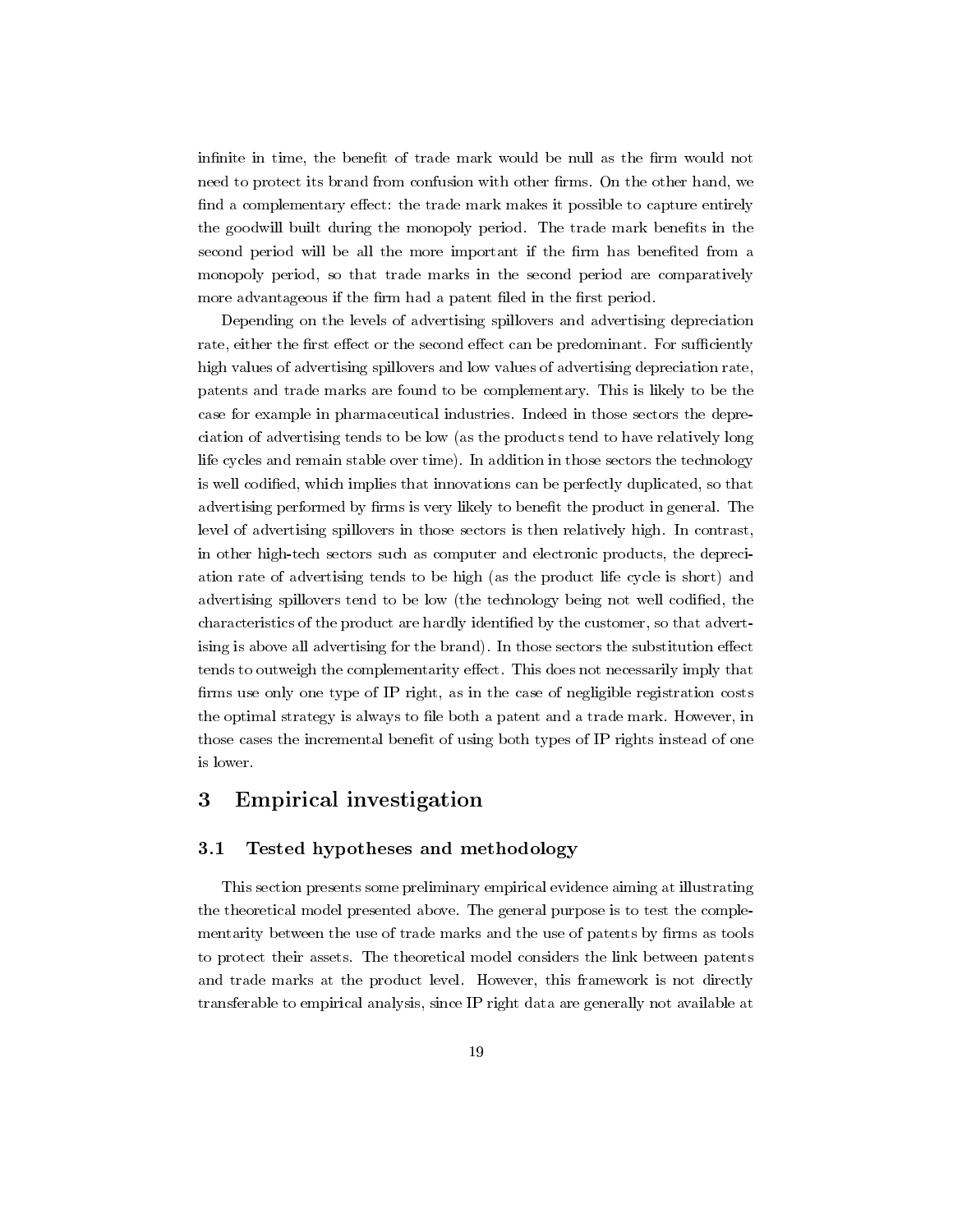infinite in time, the benefit of trade mark would be null as the firm would not need to protect its brand from confusion with other firms. On the other hand, we find a complementary effect: the trade mark makes it possible to capture entirely the goodwill built during the monopoly period. The trade mark benefits in the second period will be all the more important if the firm has benefited from a monopoly period, so that trade marks in the second period are comparatively more advantageous if the firm had a patent filed in the first period.

Depending on the levels of advertising spillovers and advertising depreciation rate, either the first effect or the second effect can be predominant. For sufficiently high values of advertising spillovers and low values of advertising depreciation rate, patents and trade marks are found to be complementary. This is likely to be the case for example in pharmaceutical industries. Indeed in those sectors the depreciation of advertising tends to be low (as the products tend to have relatively long life cycles and remain stable over time). In addition in those sectors the technology is well codified, which implies that innovations can be perfectly duplicated, so that advertising performed by firms is very likely to benefit the product in general. The level of advertising spillovers in those sectors is then relatively high. In contrast, in other high-tech sectors such as computer and electronic products, the depreciation rate of advertising tends to be high (as the product life cycle is short) and advertising spillovers tend to be low (the technology being not well codified, the characteristics of the product are hardly identified by the customer, so that advertising is above all advertising for the brand). In those sectors the substitution effect tends to outweigh the complementarity effect. This does not necessarily imply that firms use only one type of IP right, as in the case of negligible registration costs the optimal strategy is always to file both a patent and a trade mark. However, in those cases the incremental benefit of using both types of IP rights instead of one is lower.

# 3 Empirical investigation

## 3.1 Tested hypotheses and methodology

This section presents some preliminary empirical evidence aiming at illustrating the theoretical model presented above. The general purpose is to test the complementarity between the use of trade marks and the use of patents by firms as tools to protect their assets. The theoretical model considers the link between patents and trade marks at the product level. However, this framework is not directly transferable to empirical analysis, since IP right data are generally not available at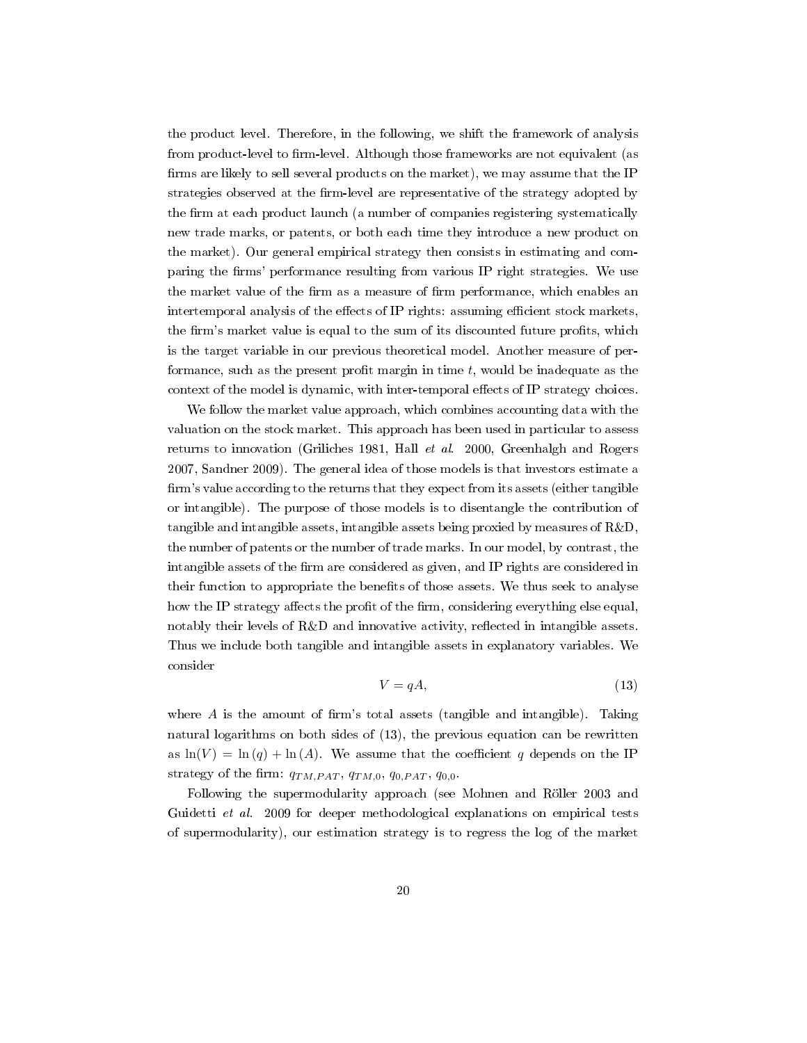the product level. Therefore, in the following, we shift the framework of analysis from product-level to firm-level. Although those frameworks are not equivalent (as firms are likely to sell several products on the market), we may assume that the IP strategies observed at the firm-level are representative of the strategy adopted by the firm at each product launch (a number of companies registering systematically new trade marks, or patents, or both each time they introduce a new product on the market). Our general empirical strategy then consists in estimating and comparing the firms' performance resulting from various IP right strategies. We use the market value of the firm as a measure of firm performance, which enables an intertemporal analysis of the effects of IP rights: assuming efficient stock markets, the firm's market value is equal to the sum of its discounted future profits, which is the target variable in our previous theoretical model. Another measure of performance, such as the present profit margin in time $t$, would be inadequate as the context of the model is dynamic, with inter-temporal effects of IP strategy choices.

We follow the market value approach, which combines accounting data with the valuation on the stock market. This approach has been used in particular to assess returns to innovation (Griliches 1981, Hall *et al.* 2000, Greenhalgh and Rogers 2007, Sandner 2009). The general idea of those models is that investors estimate a firm's value according to the returns that they expect from its assets (either tangible or intangible). The purpose of those models is to disentangle the contribution of tangible and intangible assets, intangible assets being proxied by measures of R&D, the number of patents or the number of trade marks. In our model, by contrast, the intangible assets of the firm are considered as given, and IP rights are considered in their function to appropriate the benefits of those assets. We thus seek to analyse how the IP strategy affects the profit of the firm, considering everything else equal, notably their levels of R&D and innovative activity, reflected in intangible assets. Thus we include both tangible and intangible assets in explanatory variables. We consider

$$V = qA, \tag{13}$$

where $A$ is the amount of firm's total assets (tangible and intangible). Taking natural logarithms on both sides of (13), the previous equation can be rewritten as $\ln(V) = \ln(q) + \ln(A)$. We assume that the coefficient $q$ depends on the IP strategy of the firm: $q_{TM,PAT}$, $q_{TM,0}$, $q_{0,PAT}$, $q_{0,0}$.

Following the supermodularity approach (see Mohnen and Röller 2003 and Guidetti *et al.* 2009 for deeper methodological explanations on empirical tests of supermodularity), our estimation strategy is to regress the log of the market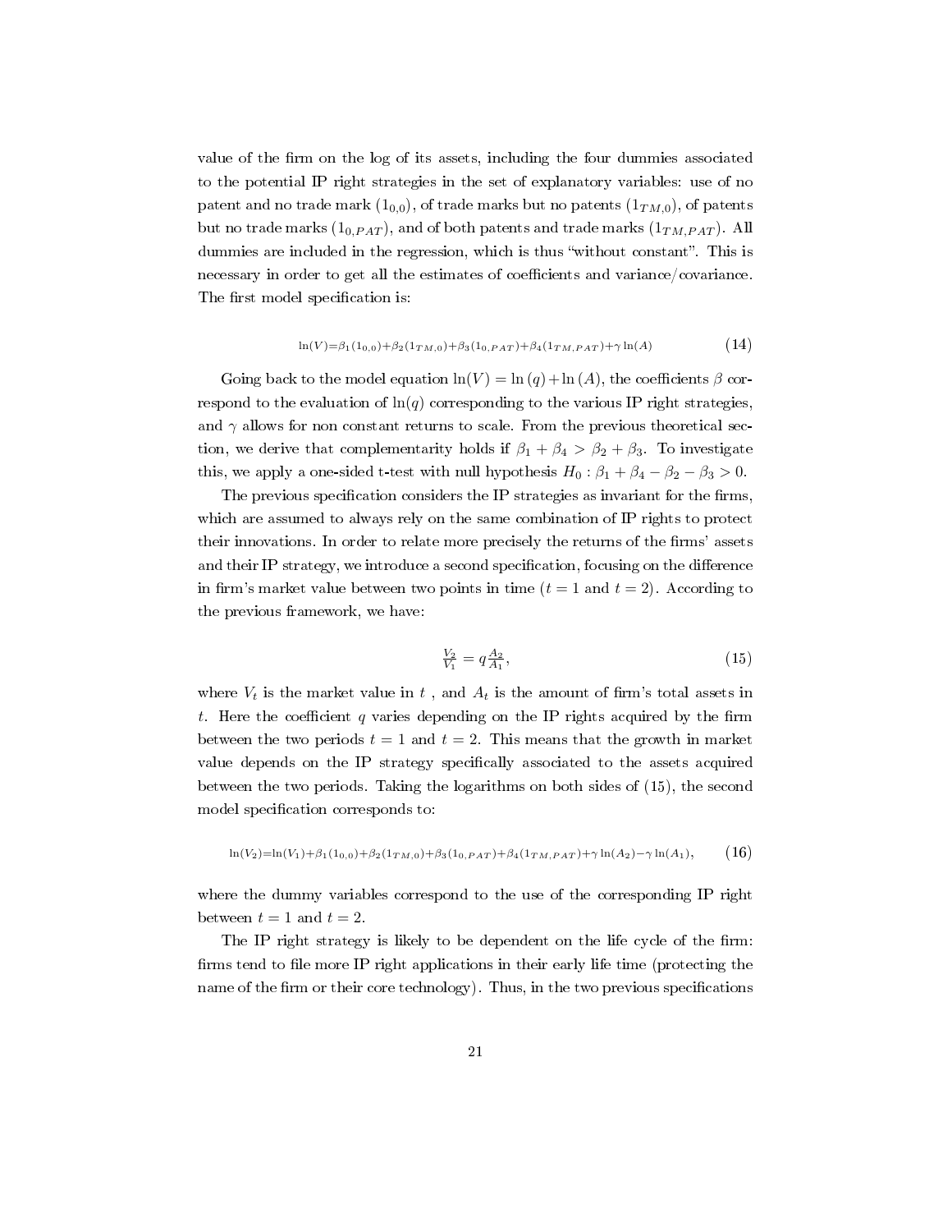value of the firm on the log of its assets, including the four dummies associated to the potential IP right strategies in the set of explanatory variables: use of no patent and no trade mark ($1_{0,0}$), of trade marks but no patents ($1_{TM,0}$), of patents but no trade marks ($1_{0,PAT}$), and of both patents and trade marks ($1_{TM,PAT}$). All dummies are included in the regression, which is thus "without constant". This is necessary in order to get all the estimates of coefficients and variance/covariance. The first model specification is:

$$\ln(V)=\beta_1(1_{0,0})+\beta_2(1_{TM,0})+\beta_3(1_{0,PAT})+\beta_4(1_{TM,PAT})+\gamma\ln(A) \tag{14}$$

Going back to the model equation $\ln(V) = \ln(q) + \ln(A)$, the coefficients $\beta$ correspond to the evaluation of $\ln(q)$ corresponding to the various IP right strategies, and $\gamma$ allows for non constant returns to scale. From the previous theoretical section, we derive that complementarity holds if $\beta_1 + \beta_4 > \beta_2 + \beta_3$. To investigate this, we apply a one-sided t-test with null hypothesis $H_0 : \beta_1 + \beta_4 - \beta_2 - \beta_3 > 0$.

The previous specification considers the IP strategies as invariant for the firms, which are assumed to always rely on the same combination of IP rights to protect their innovations. In order to relate more precisely the returns of the firms' assets and their IP strategy, we introduce a second specification, focusing on the difference in firm's market value between two points in time ($t = 1$ and $t = 2$). According to the previous framework, we have:

$$\frac{V_2}{V_1} = q\frac{A_2}{A_1}, \tag{15}$$

where $V_t$ is the market value in $t$ , and $A_t$ is the amount of firm's total assets in $t$. Here the coefficient $q$ varies depending on the IP rights acquired by the firm between the two periods $t = 1$ and $t = 2$. This means that the growth in market value depends on the IP strategy specifically associated to the assets acquired between the two periods. Taking the logarithms on both sides of (15), the second model specification corresponds to:

$$\ln(V_2)=\ln(V_1)+\beta_1(1_{0,0})+\beta_2(1_{TM,0})+\beta_3(1_{0,PAT})+\beta_4(1_{TM,PAT})+\gamma\ln(A_2)-\gamma\ln(A_1), \tag{16}$$

where the dummy variables correspond to the use of the corresponding IP right between $t = 1$ and $t = 2$.

The IP right strategy is likely to be dependent on the life cycle of the firm: firms tend to file more IP right applications in their early life time (protecting the name of the firm or their core technology). Thus, in the two previous specifications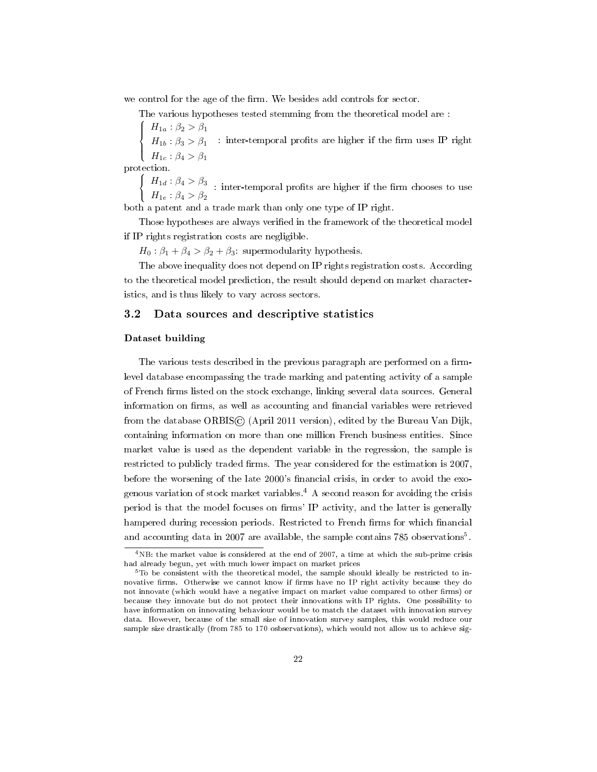we control for the age of the firm. We besides add controls for sector.

The various hypotheses tested stemming from the theoretical model are :

$$\begin{cases} H_{1a} : \beta_2 > \beta_1 \\ H_{1b} : \beta_3 > \beta_1 \\ H_{1c} : \beta_4 > \beta_1 \end{cases}$$ : inter-temporal profits are higher if the firm uses IP right protection.

$$\begin{cases} H_{1d} : \beta_4 > \beta_3 \\ H_{1e} : \beta_4 > \beta_2 \end{cases}$$ : inter-temporal profits are higher if the firm chooses to use both a patent and a trade mark than only one type of IP right.

Those hypotheses are always verified in the framework of the theoretical model if IP rights registration costs are negligible.

$H_0 : \beta_1 + \beta_4 > \beta_2 + \beta_3$: supermodularity hypothesis.

The above inequality does not depend on IP rights registration costs. According to the theoretical model prediction, the result should depend on market characteristics, and is thus likely to vary across sectors.

## 3.2 Data sources and descriptive statistics

### Dataset building

The various tests described in the previous paragraph are performed on a firm-level database encompassing the trade marking and patenting activity of a sample of French firms listed on the stock exchange, linking several data sources. General information on firms, as well as accounting and financial variables were retrieved from the database ORBIS© (April 2011 version), edited by the Bureau Van Dijk, containing information on more than one million French business entities. Since market value is used as the dependent variable in the regression, the sample is restricted to publicly traded firms. The year considered for the estimation is 2007, before the worsening of the late 2000's financial crisis, in order to avoid the exogenous variation of stock market variables.[4] A second reason for avoiding the crisis period is that the model focuses on firms' IP activity, and the latter is generally hampered during recession periods. Restricted to French firms for which financial and accounting data in 2007 are available, the sample contains 785 observations[5].

[4]NB: the market value is considered at the end of 2007, a time at which the sub-prime crisis had already begun, yet with much lower impact on market prices

[5]To be consistent with the theoretical model, the sample should ideally be restricted to innovative firms. Otherwise we cannot know if firms have no IP right activity because they do not innovate (which would have a negative impact on market value compared to other firms) or because they innovate but do not protect their innovations with IP rights. One possibility to have information on innovating behaviour would be to match the dataset with innovation survey data. However, because of the small size of innovation survey samples, this would reduce our sample size drastically (from 785 to 170 osbservations), which would not allow us to achieve sig-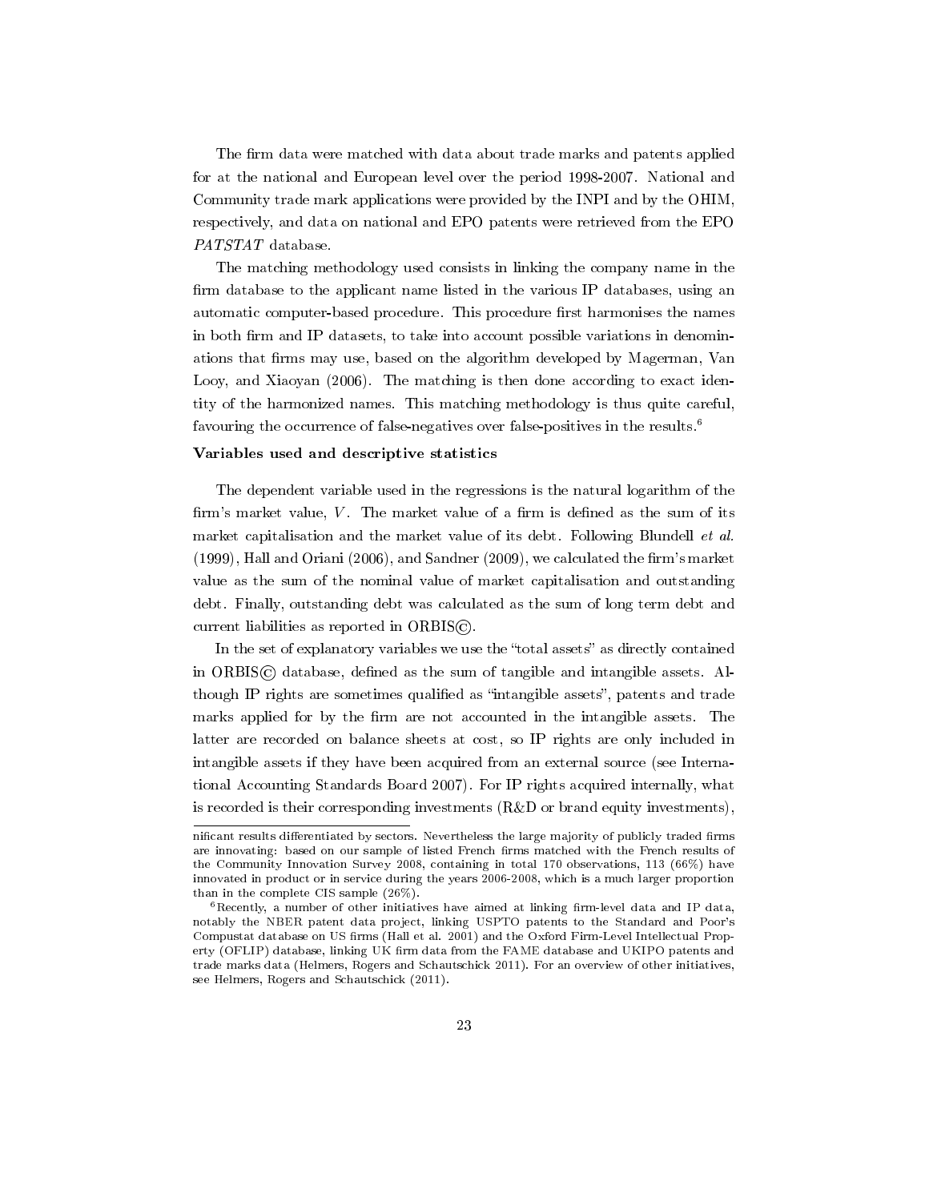The firm data were matched with data about trade marks and patents applied for at the national and European level over the period 1998-2007. National and Community trade mark applications were provided by the INPI and by the OHIM, respectively, and data on national and EPO patents were retrieved from the EPO *PATSTAT* database.

The matching methodology used consists in linking the company name in the firm database to the applicant name listed in the various IP databases, using an automatic computer-based procedure. This procedure first harmonises the names in both firm and IP datasets, to take into account possible variations in denominations that firms may use, based on the algorithm developed by Magerman, Van Looy, and Xiaoyan (2006). The matching is then done according to exact identity of the harmonized names. This matching methodology is thus quite careful, favouring the occurrence of false-negatives over false-positives in the results.[6]

**Variables used and descriptive statistics**

The dependent variable used in the regressions is the natural logarithm of the firm's market value, $V$. The market value of a firm is defined as the sum of its market capitalisation and the market value of its debt. Following Blundell *et al.* (1999), Hall and Oriani (2006), and Sandner (2009), we calculated the firm's market value as the sum of the nominal value of market capitalisation and outstanding debt. Finally, outstanding debt was calculated as the sum of long term debt and current liabilities as reported in ORBIS©.

In the set of explanatory variables we use the "total assets" as directly contained in ORBIS© database, defined as the sum of tangible and intangible assets. Although IP rights are sometimes qualified as "intangible assets", patents and trade marks applied for by the firm are not accounted in the intangible assets. The latter are recorded on balance sheets at cost, so IP rights are only included in intangible assets if they have been acquired from an external source (see International Accounting Standards Board 2007). For IP rights acquired internally, what is recorded is their corresponding investments (R&D or brand equity investments),

---

nificant results differentiated by sectors. Nevertheless the large majority of publicly traded firms are innovating: based on our sample of listed French firms matched with the French results of the Community Innovation Survey 2008, containing in total 170 observations, 113 (66%) have innovated in product or in service during the years 2006-2008, which is a much larger proportion than in the complete CIS sample (26%).

[6] Recently, a number of other initiatives have aimed at linking firm-level data and IP data, notably the NBER patent data project, linking USPTO patents to the Standard and Poor's Compustat database on US firms (Hall et al. 2001) and the Oxford Firm-Level Intellectual Property (OFLIP) database, linking UK firm data from the FAME database and UKIPO patents and trade marks data (Helmers, Rogers and Schautschick 2011). For an overview of other initiatives, see Helmers, Rogers and Schautschick (2011).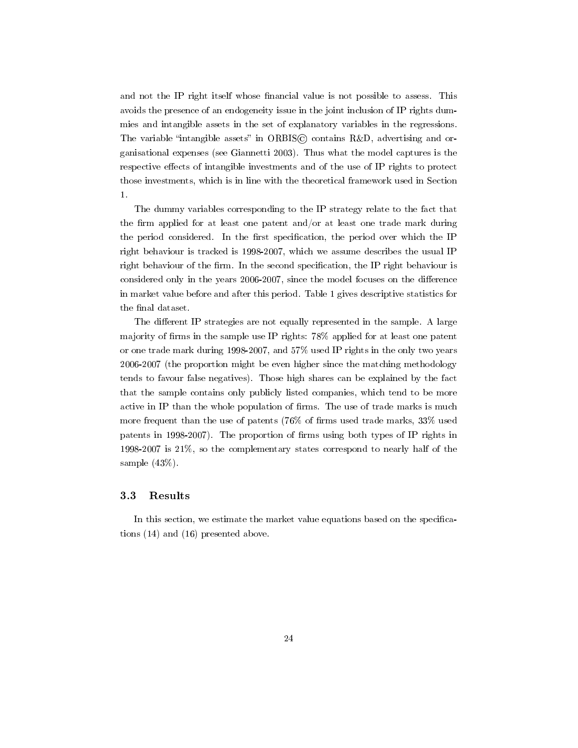and not the IP right itself whose financial value is not possible to assess. This avoids the presence of an endogeneity issue in the joint inclusion of IP rights dummies and intangible assets in the set of explanatory variables in the regressions. The variable "intangible assets" in ORBIS© contains R&D, advertising and organisational expenses (see Giannetti 2003). Thus what the model captures is the respective effects of intangible investments and of the use of IP rights to protect those investments, which is in line with the theoretical framework used in Section 1.

The dummy variables corresponding to the IP strategy relate to the fact that the firm applied for at least one patent and/or at least one trade mark during the period considered. In the first specification, the period over which the IP right behaviour is tracked is 1998-2007, which we assume describes the usual IP right behaviour of the firm. In the second specification, the IP right behaviour is considered only in the years 2006-2007, since the model focuses on the difference in market value before and after this period. Table 1 gives descriptive statistics for the final dataset.

The different IP strategies are not equally represented in the sample. A large majority of firms in the sample use IP rights: 78% applied for at least one patent or one trade mark during 1998-2007, and 57% used IP rights in the only two years 2006-2007 (the proportion might be even higher since the matching methodology tends to favour false negatives). Those high shares can be explained by the fact that the sample contains only publicly listed companies, which tend to be more active in IP than the whole population of firms. The use of trade marks is much more frequent than the use of patents (76% of firms used trade marks, 33% used patents in 1998-2007). The proportion of firms using both types of IP rights in 1998-2007 is 21%, so the complementary states correspond to nearly half of the sample (43%).

### 3.3 Results

In this section, we estimate the market value equations based on the specifications (14) and (16) presented above.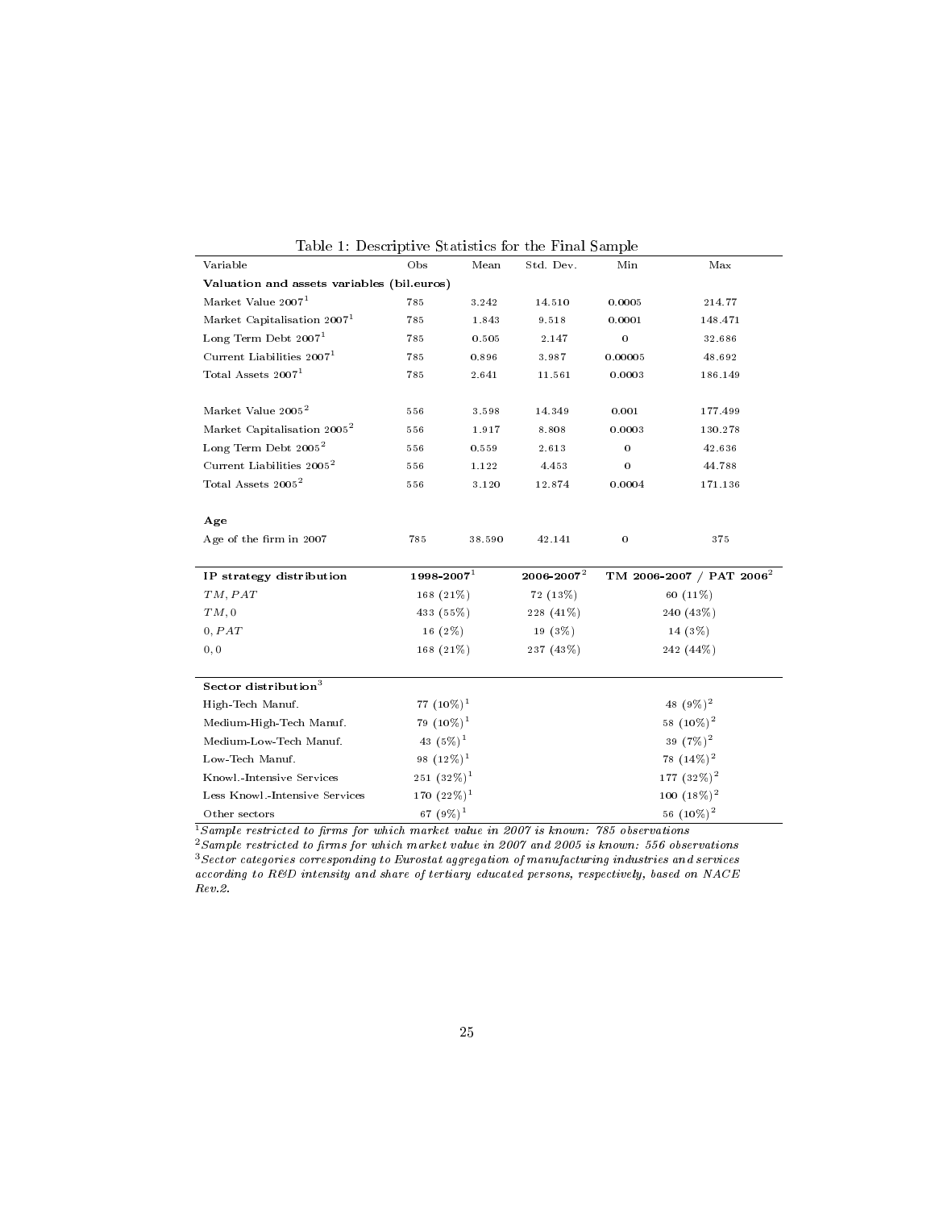Table 1: Descriptive Statistics for the Final Sample

| Variable | Obs | Mean | Std. Dev. | Min | Max |
|---|---|---|---|---|---|
| **Valuation and assets variables (bil.euros)** | | | | | |
| Market Value 2007[1] | 785 | 3.242 | 14.510 | 0.0005 | 214.77 |
| Market Capitalisation 2007[1] | 785 | 1.843 | 9.518 | 0.0001 | 148.471 |
| Long Term Debt 2007[1] | 785 | 0.505 | 2.147 | 0 | 32.686 |
| Current Liabilities 2007[1] | 785 | 0.896 | 3.987 | 0.00005 | 48.692 |
| Total Assets 2007[1] | 785 | 2.641 | 11.561 | 0.0003 | 186.149 |
| Market Value 2005[2] | 556 | 3.598 | 14.349 | 0.001 | 177.499 |
| Market Capitalisation 2005[2] | 556 | 1.917 | 8.808 | 0.0003 | 130.278 |
| Long Term Debt 2005[2] | 556 | 0.559 | 2.613 | 0 | 42.636 |
| Current Liabilities 2005[2] | 556 | 1.122 | 4.453 | 0 | 44.788 |
| Total Assets 2005[2] | 556 | 3.120 | 12.874 | 0.0004 | 171.136 |
| **Age** | | | | | |
| Age of the firm in 2007 | 785 | 38.590 | 42.141 | 0 | 375 |

| **IP strategy distribution** | **1998-2007[1]** | **2006-2007[2]** | **TM 2006-2007 / PAT 2006[2]** |
|---|---|---|---|
| $TM, PAT$ | 168 (21%) | 72 (13%) | 60 (11%) |
| $TM, 0$ | 433 (55%) | 228 (41%) | 240 (43%) |
| $0, PAT$ | 16 (2%) | 19 (3%) | 14 (3%) |
| $0, 0$ | 168 (21%) | 237 (43%) | 242 (44%) |

| **Sector distribution[3]** | | |
|---|---|---|
| High-Tech Manuf. | 77 (10%)[1] | 48 (9%)[2] |
| Medium-High-Tech Manuf. | 79 (10%)[1] | 58 (10%)[2] |
| Medium-Low-Tech Manuf. | 43 (5%)[1] | 39 (7%)[2] |
| Low-Tech Manuf. | 98 (12%)[1] | 78 (14%)[2] |
| Knowl.-Intensive Services | 251 (32%)[1] | 177 (32%)[2] |
| Less Knowl.-Intensive Services | 170 (22%)[1] | 100 (18%)[2] |
| Other sectors | 67 (9%)[1] | 56 (10%)[2] |

[1] *Sample restricted to firms for which market value in 2007 is known: 785 observations*
[2] *Sample restricted to firms for which market value in 2007 and 2005 is known: 556 observations*
[3] *Sector categories corresponding to Eurostat aggregation of manufacturing industries and services according to R&D intensity and share of tertiary educated persons, respectively, based on NACE Rev.2.*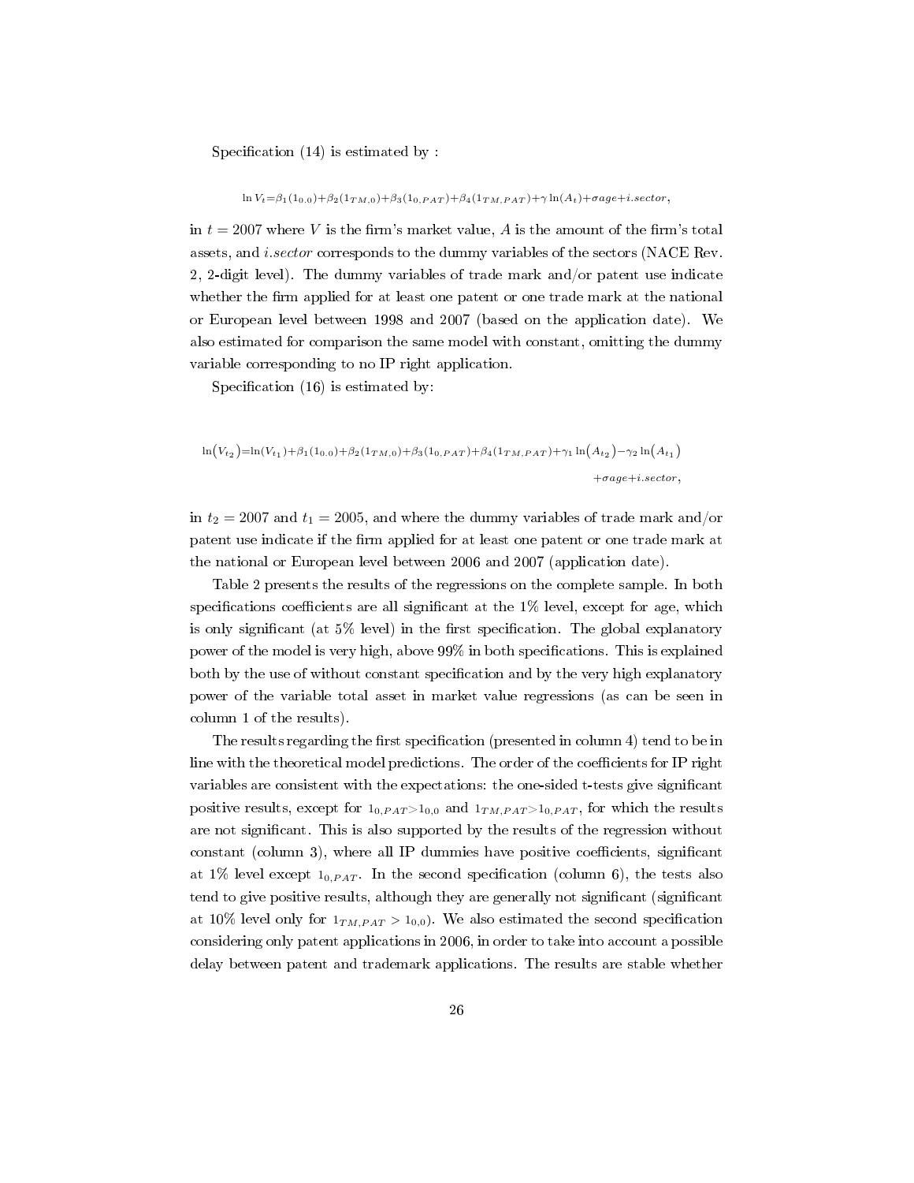Specification (14) is estimated by :

$$\ln V_t = \beta_1(1_{0,0}) + \beta_2(1_{TM,0}) + \beta_3(1_{0,PAT}) + \beta_4(1_{TM,PAT}) + \gamma \ln(A_t) + \sigma age + i.sector,$$

in $t = 2007$ where $V$ is the firm's market value, $A$ is the amount of the firm's total assets, and *i.sector* corresponds to the dummy variables of the sectors (NACE Rev. 2, 2-digit level). The dummy variables of trade mark and/or patent use indicate whether the firm applied for at least one patent or one trade mark at the national or European level between 1998 and 2007 (based on the application date). We also estimated for comparison the same model with constant, omitting the dummy variable corresponding to no IP right application.

Specification (16) is estimated by:

$$\ln(V_{t_2}) = \ln(V_{t_1}) + \beta_1(1_{0,0}) + \beta_2(1_{TM,0}) + \beta_3(1_{0,PAT}) + \beta_4(1_{TM,PAT}) + \gamma_1 \ln(A_{t_2}) - \gamma_2 \ln(A_{t_1}) + \sigma age + i.sector,$$

in $t_2 = 2007$ and $t_1 = 2005$, and where the dummy variables of trade mark and/or patent use indicate if the firm applied for at least one patent or one trade mark at the national or European level between 2006 and 2007 (application date).

Table 2 presents the results of the regressions on the complete sample. In both specifications coefficients are all significant at the 1% level, except for age, which is only significant (at 5% level) in the first specification. The global explanatory power of the model is very high, above 99% in both specifications. This is explained both by the use of without constant specification and by the very high explanatory power of the variable total asset in market value regressions (as can be seen in column 1 of the results).

The results regarding the first specification (presented in column 4) tend to be in line with the theoretical model predictions. The order of the coefficients for IP right variables are consistent with the expectations: the one-sided t-tests give significant positive results, except for $1_{0,PAT} > 1_{0,0}$ and $1_{TM,PAT} > 1_{0,PAT}$, for which the results are not significant. This is also supported by the results of the regression without constant (column 3), where all IP dummies have positive coefficients, significant at 1% level except $1_{0,PAT}$. In the second specification (column 6), the tests also tend to give positive results, although they are generally not significant (significant at 10% level only for $1_{TM,PAT} > 1_{0,0}$). We also estimated the second specification considering only patent applications in 2006, in order to take into account a possible delay between patent and trademark applications. The results are stable whether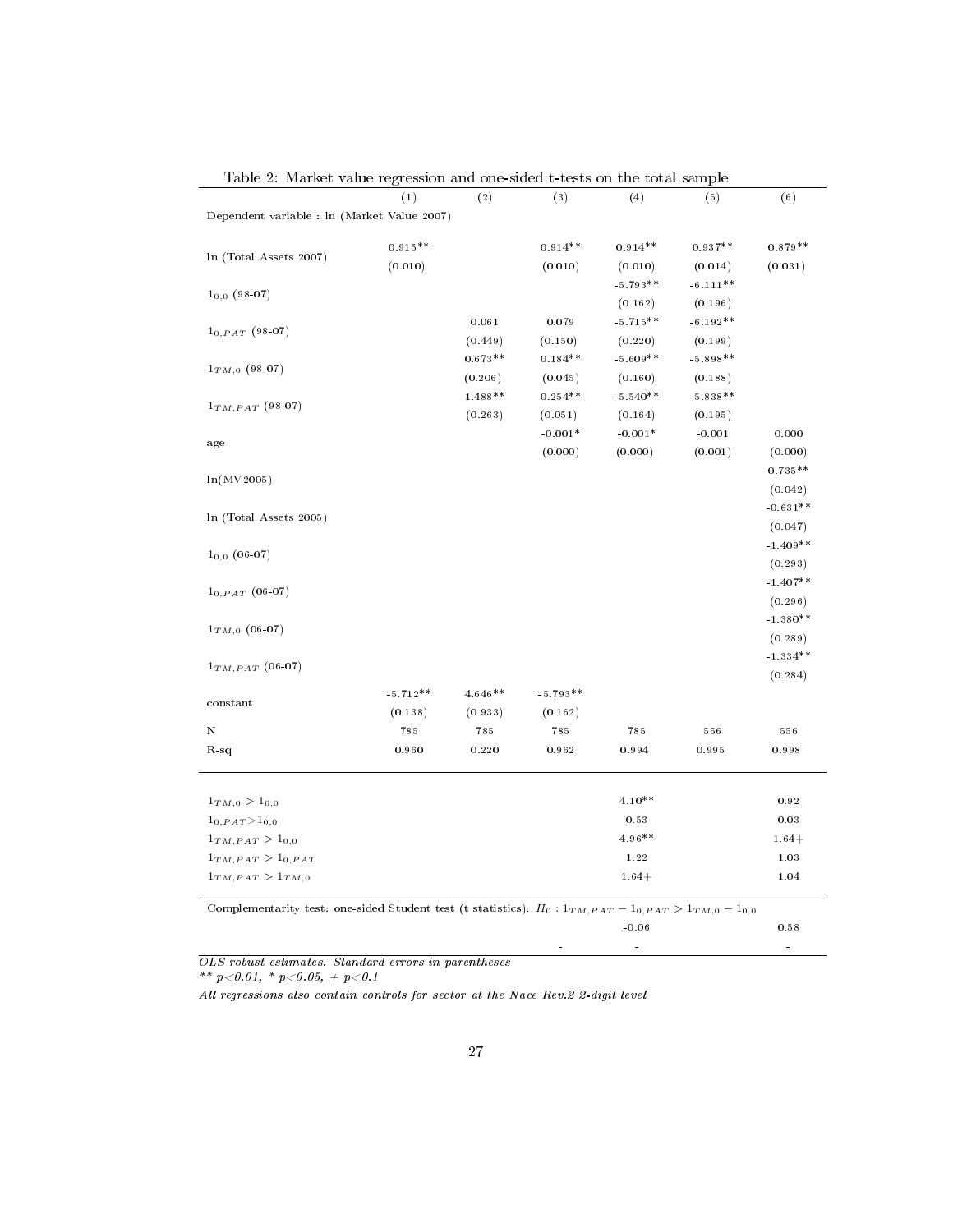Table 2: Market value regression and one-sided t-tests on the total sample

| | (1) | (2) | (3) | (4) | (5) | (6) |
|---|---|---|---|---|---|---|
| Dependent variable : ln (Market Value 2007) | | | | | | |
| ln (Total Assets 2007) | 0.915** | | 0.914** | 0.914** | 0.937** | 0.879** |
| | (0.010) | | (0.010) | (0.010) | (0.014) | (0.031) |
| $1_{0,0}$ (98-07) | | | | -5.793** | -6.111** | |
| | | | | (0.162) | (0.196) | |
| $1_{0,PAT}$ (98-07) | | 0.061 | 0.079 | -5.715** | -6.192** | |
| | | (0.449) | (0.150) | (0.220) | (0.199) | |
| $1_{TM,0}$ (98-07) | | 0.673** | 0.184** | -5.609** | -5.898** | |
| | | (0.206) | (0.045) | (0.160) | (0.188) | |
| $1_{TM,PAT}$ (98-07) | | 1.488** | 0.254** | -5.540** | -5.838** | |
| | | (0.263) | (0.051) | (0.164) | (0.195) | |
| age | | | -0.001* | -0.001* | -0.001 | 0.000 |
| | | | (0.000) | (0.000) | (0.001) | (0.000) |
| ln(MV2005) | | | | | | 0.735** |
| | | | | | | (0.042) |
| ln (Total Assets 2005) | | | | | | -0.631** |
| | | | | | | (0.047) |
| $1_{0,0}$ (06-07) | | | | | | -1.409** |
| | | | | | | (0.293) |
| $1_{0,PAT}$ (06-07) | | | | | | -1.407** |
| | | | | | | (0.296) |
| $1_{TM,0}$ (06-07) | | | | | | -1.380** |
| | | | | | | (0.289) |
| $1_{TM,PAT}$ (06-07) | | | | | | -1.334** |
| | | | | | | (0.284) |
| constant | -5.712** | 4.646** | -5.793** | | | |
| | (0.138) | (0.933) | (0.162) | | | |
| N | 785 | 785 | 785 | 785 | 556 | 556 |
| R-sq | 0.960 | 0.220 | 0.962 | 0.994 | 0.995 | 0.998 |
| $1_{TM,0} > 1_{0,0}$ | | | | 4.10** | | 0.92 |
| $1_{0,PAT} > 1_{0,0}$ | | | | 0.53 | | 0.03 |
| $1_{TM,PAT} > 1_{0,0}$ | | | | 4.96** | | 1.64+ |
| $1_{TM,PAT} > 1_{0,PAT}$ | | | | 1.22 | | 1.03 |
| $1_{TM,PAT} > 1_{TM,0}$ | | | | 1.64+ | | 1.04 |
| Complementarity test: one-sided Student test (t statistics): $H_0 : 1_{TM,PAT} - 1_{0,PAT} > 1_{TM,0} - 1_{0,0}$ | | | | | | |
| | | | | -0.06 | | 0.58 |
| | | | - | - | | - |

*OLS robust estimates. Standard errors in parentheses*

*** p<0.01, * p<0.05, + p<0.1*

*All regressions also contain controls for sector at the Nace Rev.2 2-digit level*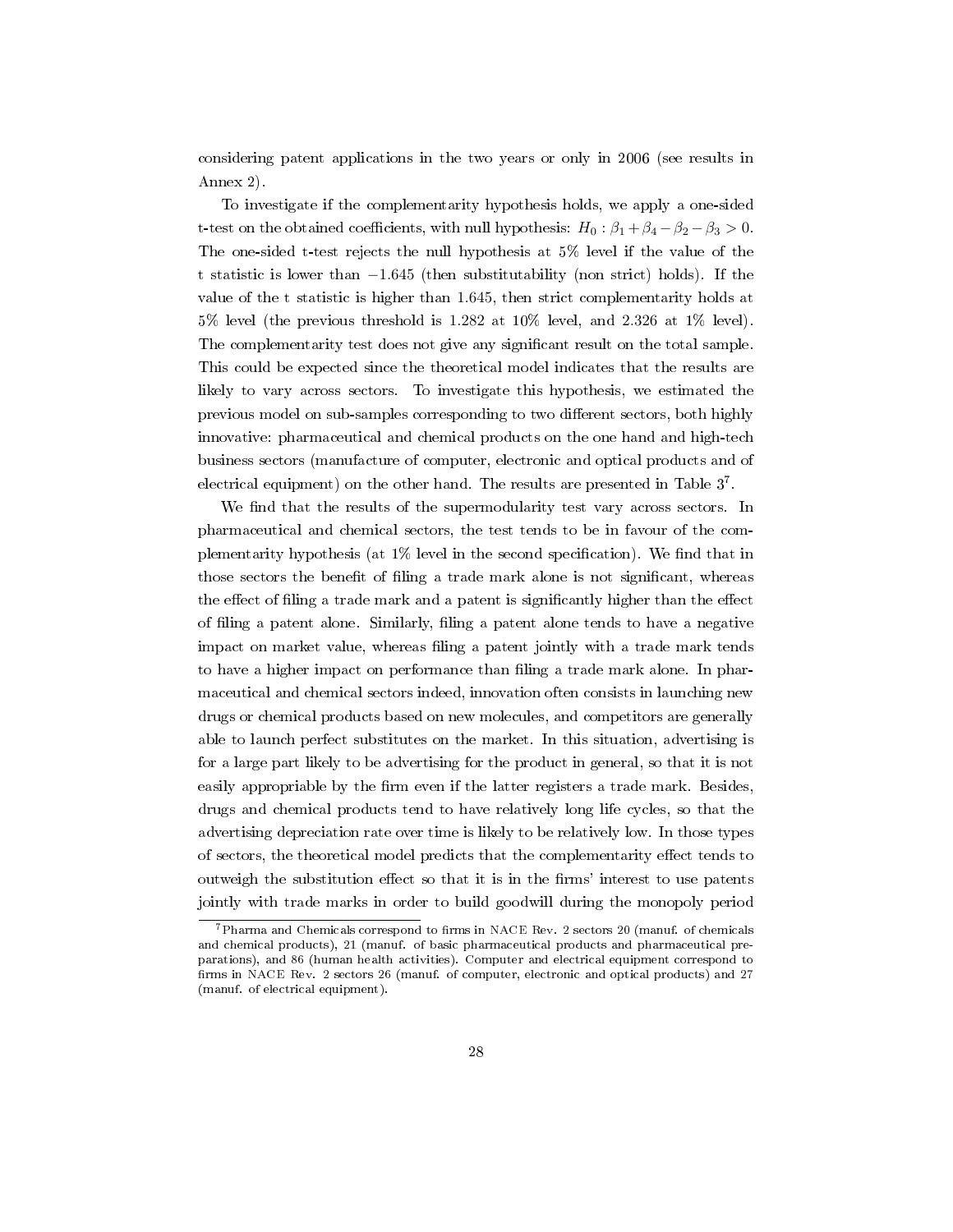considering patent applications in the two years or only in 2006 (see results in Annex 2).

To investigate if the complementarity hypothesis holds, we apply a one-sided t-test on the obtained coefficients, with null hypothesis: $H_0 : \beta_1 + \beta_4 - \beta_2 - \beta_3 > 0$. The one-sided t-test rejects the null hypothesis at 5% level if the value of the t statistic is lower than $-1.645$ (then substitutability (non strict) holds). If the value of the t statistic is higher than 1.645, then strict complementarity holds at 5% level (the previous threshold is 1.282 at 10% level, and 2.326 at 1% level). The complementarity test does not give any significant result on the total sample. This could be expected since the theoretical model indicates that the results are likely to vary across sectors. To investigate this hypothesis, we estimated the previous model on sub-samples corresponding to two different sectors, both highly innovative: pharmaceutical and chemical products on the one hand and high-tech business sectors (manufacture of computer, electronic and optical products and of electrical equipment) on the other hand. The results are presented in Table 3[7].

We find that the results of the supermodularity test vary across sectors. In pharmaceutical and chemical sectors, the test tends to be in favour of the complementarity hypothesis (at 1% level in the second specification). We find that in those sectors the benefit of filing a trade mark alone is not significant, whereas the effect of filing a trade mark and a patent is significantly higher than the effect of filing a patent alone. Similarly, filing a patent alone tends to have a negative impact on market value, whereas filing a patent jointly with a trade mark tends to have a higher impact on performance than filing a trade mark alone. In pharmaceutical and chemical sectors indeed, innovation often consists in launching new drugs or chemical products based on new molecules, and competitors are generally able to launch perfect substitutes on the market. In this situation, advertising is for a large part likely to be advertising for the product in general, so that it is not easily appropriable by the firm even if the latter registers a trade mark. Besides, drugs and chemical products tend to have relatively long life cycles, so that the advertising depreciation rate over time is likely to be relatively low. In those types of sectors, the theoretical model predicts that the complementarity effect tends to outweigh the substitution effect so that it is in the firms' interest to use patents jointly with trade marks in order to build goodwill during the monopoly period

[7] Pharma and Chemicals correspond to firms in NACE Rev. 2 sectors 20 (manuf. of chemicals and chemical products), 21 (manuf. of basic pharmaceutical products and pharmaceutical preparations), and 86 (human health activities). Computer and electrical equipment correspond to firms in NACE Rev. 2 sectors 26 (manuf. of computer, electronic and optical products) and 27 (manuf. of electrical equipment).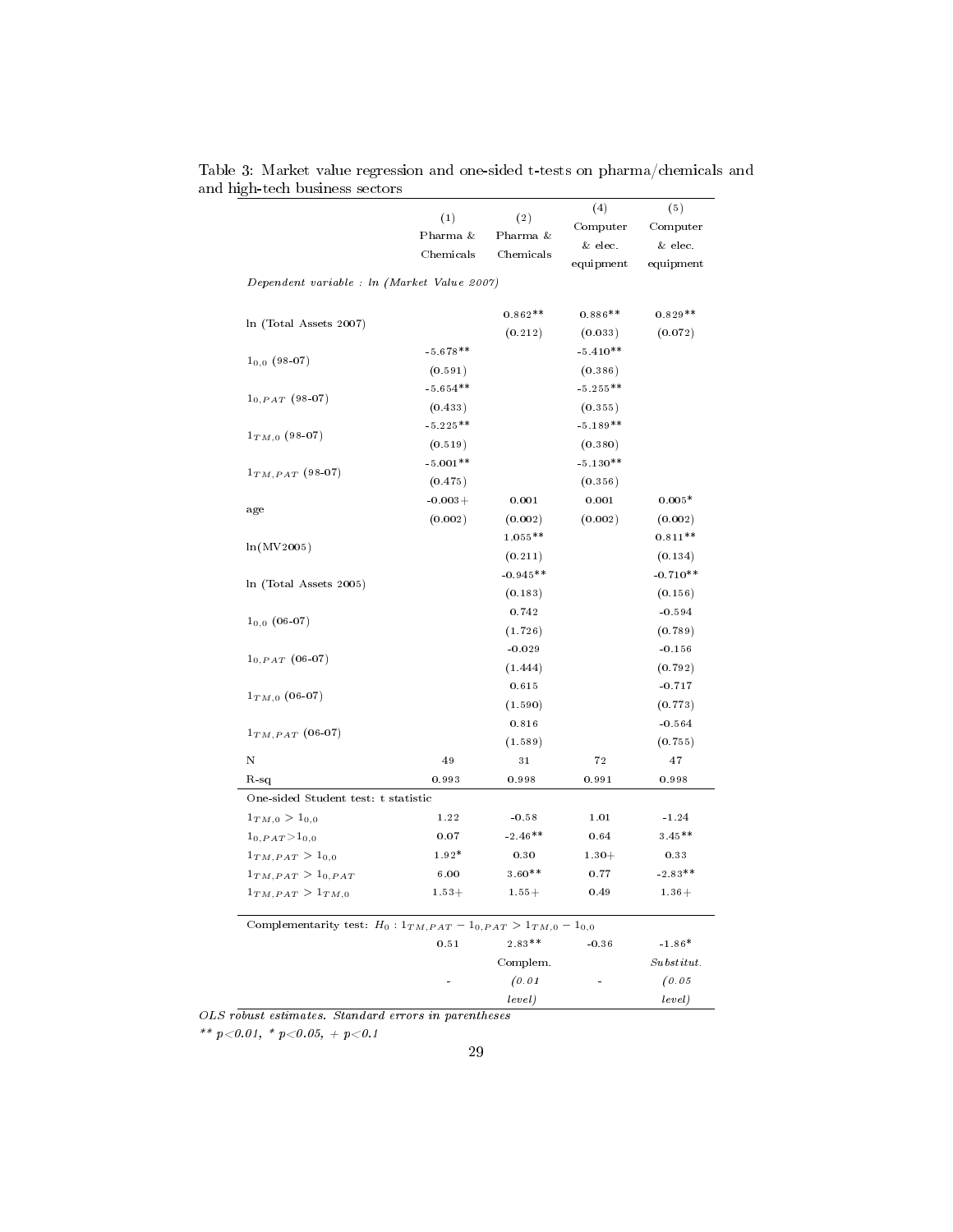Table 3: Market value regression and one-sided t-tests on pharma/chemicals and and high-tech business sectors

| | (1) Pharma & Chemicals | (2) Pharma & Chemicals | (4) Computer & elec. equipment | (5) Computer & elec. equipment |
|---|---|---|---|---|
| *Dependent variable : ln (Market Value 2007)* | | | | |
| ln (Total Assets 2007) | | 0.862** | 0.886** | 0.829** |
| | | (0.212) | (0.033) | (0.072) |
| $1_{0,0}$ (98-07) | -5.678** | | -5.410** | |
| | (0.591) | | (0.386) | |
| $1_{0,PAT}$ (98-07) | -5.654** | | -5.255** | |
| | (0.433) | | (0.355) | |
| $1_{TM,0}$ (98-07) | -5.225** | | -5.189** | |
| | (0.519) | | (0.380) | |
| $1_{TM,PAT}$ (98-07) | -5.001** | | -5.130** | |
| | (0.475) | | (0.356) | |
| age | -0.003+ | 0.001 | 0.001 | 0.005* |
| | (0.002) | (0.002) | (0.002) | (0.002) |
| ln(MV2005) | | 1.055** | | 0.811** |
| | | (0.211) | | (0.134) |
| ln (Total Assets 2005) | | -0.945** | | -0.710** |
| | | (0.183) | | (0.156) |
| $1_{0,0}$ (06-07) | | 0.742 | | -0.594 |
| | | (1.726) | | (0.789) |
| $1_{0,PAT}$ (06-07) | | -0.029 | | -0.156 |
| | | (1.444) | | (0.792) |
| $1_{TM,0}$ (06-07) | | 0.615 | | -0.717 |
| | | (1.590) | | (0.773) |
| $1_{TM,PAT}$ (06-07) | | 0.816 | | -0.564 |
| | | (1.589) | | (0.755) |
| N | 49 | 31 | 72 | 47 |
| R-sq | 0.993 | 0.998 | 0.991 | 0.998 |
| One-sided Student test: t statistic | | | | |
| $1_{TM,0} > 1_{0,0}$ | 1.22 | -0.58 | 1.01 | -1.24 |
| $1_{0,PAT} > 1_{0,0}$ | 0.07 | -2.46** | 0.64 | 3.45** |
| $1_{TM,PAT} > 1_{0,0}$ | 1.92* | 0.30 | 1.30+ | 0.33 |
| $1_{TM,PAT} > 1_{0,PAT}$ | 6.00 | 3.60** | 0.77 | -2.83** |
| $1_{TM,PAT} > 1_{TM,0}$ | 1.53+ | 1.55+ | 0.49 | 1.36+ |
| Complementarity test: $H_0 : 1_{TM,PAT} - 1_{0,PAT} > 1_{TM,0} - 1_{0,0}$ | | | | |
| | 0.51 | 2.83** | -0.36 | -1.86* |
| | | Complem. | | *Substitut.* |
| | - | *(0.01 level)* | - | *(0.05 level)* |

*OLS robust estimates. Standard errors in parentheses*

*** p<0.01, * p<0.05, + p<0.1*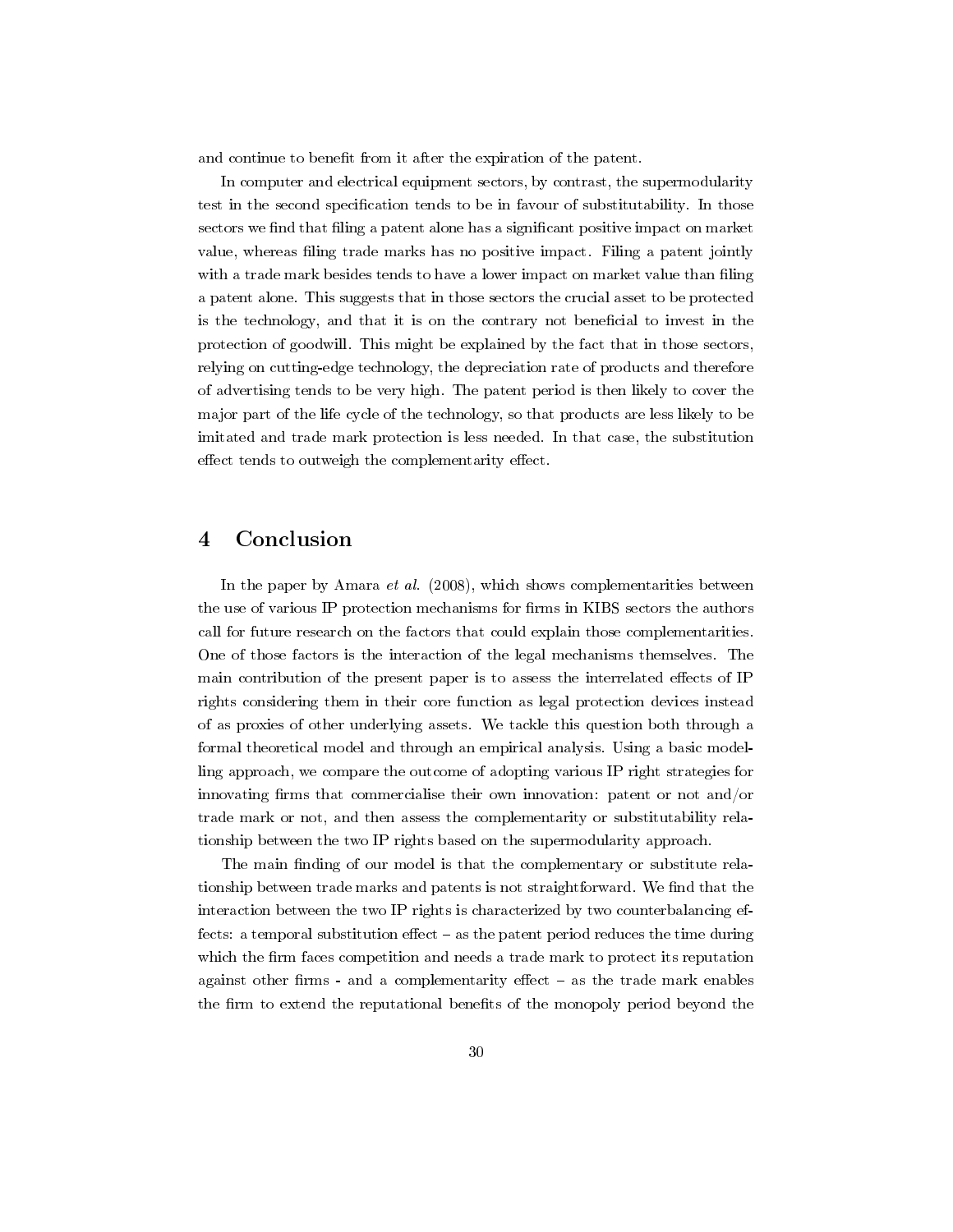and continue to benefit from it after the expiration of the patent.

In computer and electrical equipment sectors, by contrast, the supermodularity test in the second specification tends to be in favour of substitutability. In those sectors we find that filing a patent alone has a significant positive impact on market value, whereas filing trade marks has no positive impact. Filing a patent jointly with a trade mark besides tends to have a lower impact on market value than filing a patent alone. This suggests that in those sectors the crucial asset to be protected is the technology, and that it is on the contrary not beneficial to invest in the protection of goodwill. This might be explained by the fact that in those sectors, relying on cutting-edge technology, the depreciation rate of products and therefore of advertising tends to be very high. The patent period is then likely to cover the major part of the life cycle of the technology, so that products are less likely to be imitated and trade mark protection is less needed. In that case, the substitution effect tends to outweigh the complementarity effect.

## 4 Conclusion

In the paper by Amara *et al.* (2008), which shows complementarities between the use of various IP protection mechanisms for firms in KIBS sectors the authors call for future research on the factors that could explain those complementarities. One of those factors is the interaction of the legal mechanisms themselves. The main contribution of the present paper is to assess the interrelated effects of IP rights considering them in their core function as legal protection devices instead of as proxies of other underlying assets. We tackle this question both through a formal theoretical model and through an empirical analysis. Using a basic modelling approach, we compare the outcome of adopting various IP right strategies for innovating firms that commercialise their own innovation: patent or not and/or trade mark or not, and then assess the complementarity or substitutability relationship between the two IP rights based on the supermodularity approach.

The main finding of our model is that the complementary or substitute relationship between trade marks and patents is not straightforward. We find that the interaction between the two IP rights is characterized by two counterbalancing effects: a temporal substitution effect – as the patent period reduces the time during which the firm faces competition and needs a trade mark to protect its reputation against other firms - and a complementarity effect – as the trade mark enables the firm to extend the reputational benefits of the monopoly period beyond the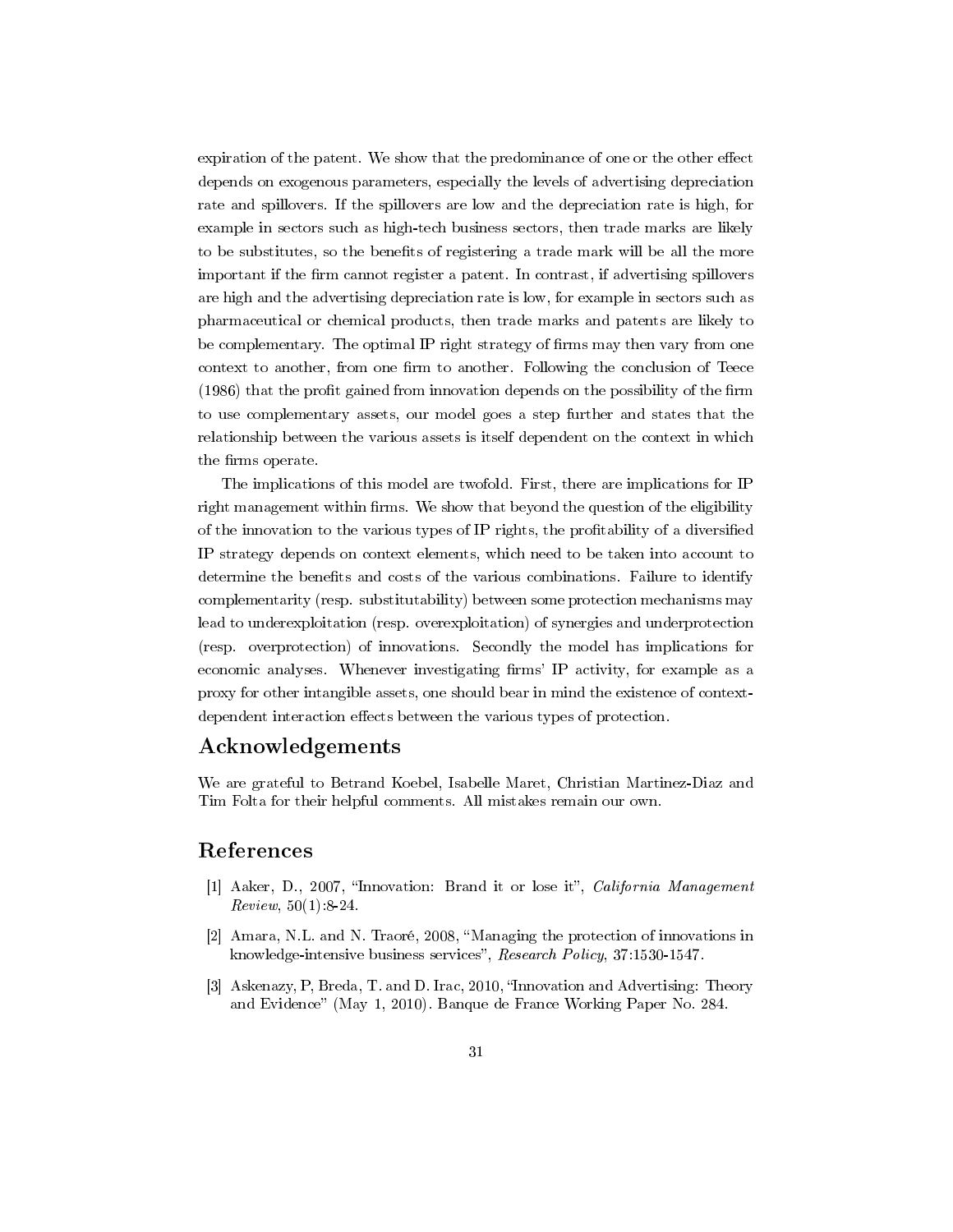expiration of the patent. We show that the predominance of one or the other effect depends on exogenous parameters, especially the levels of advertising depreciation rate and spillovers. If the spillovers are low and the depreciation rate is high, for example in sectors such as high-tech business sectors, then trade marks are likely to be substitutes, so the benefits of registering a trade mark will be all the more important if the firm cannot register a patent. In contrast, if advertising spillovers are high and the advertising depreciation rate is low, for example in sectors such as pharmaceutical or chemical products, then trade marks and patents are likely to be complementary. The optimal IP right strategy of firms may then vary from one context to another, from one firm to another. Following the conclusion of Teece (1986) that the profit gained from innovation depends on the possibility of the firm to use complementary assets, our model goes a step further and states that the relationship between the various assets is itself dependent on the context in which the firms operate.

The implications of this model are twofold. First, there are implications for IP right management within firms. We show that beyond the question of the eligibility of the innovation to the various types of IP rights, the profitability of a diversified IP strategy depends on context elements, which need to be taken into account to determine the benefits and costs of the various combinations. Failure to identify complementarity (resp. substitutability) between some protection mechanisms may lead to underexploitation (resp. overexploitation) of synergies and underprotection (resp. overprotection) of innovations. Secondly the model has implications for economic analyses. Whenever investigating firms' IP activity, for example as a proxy for other intangible assets, one should bear in mind the existence of context-dependent interaction effects between the various types of protection.

## Acknowledgements

We are grateful to Betrand Koebel, Isabelle Maret, Christian Martinez-Diaz and Tim Folta for their helpful comments. All mistakes remain our own.

## References

[1] Aaker, D., 2007, "Innovation: Brand it or lose it", *California Management Review*, 50(1):8-24.

[2] Amara, N.L. and N. Traoré, 2008, "Managing the protection of innovations in knowledge-intensive business services", *Research Policy*, 37:1530-1547.

[3] Askenazy, P, Breda, T. and D. Irac, 2010, "Innovation and Advertising: Theory and Evidence" (May 1, 2010). Banque de France Working Paper No. 284.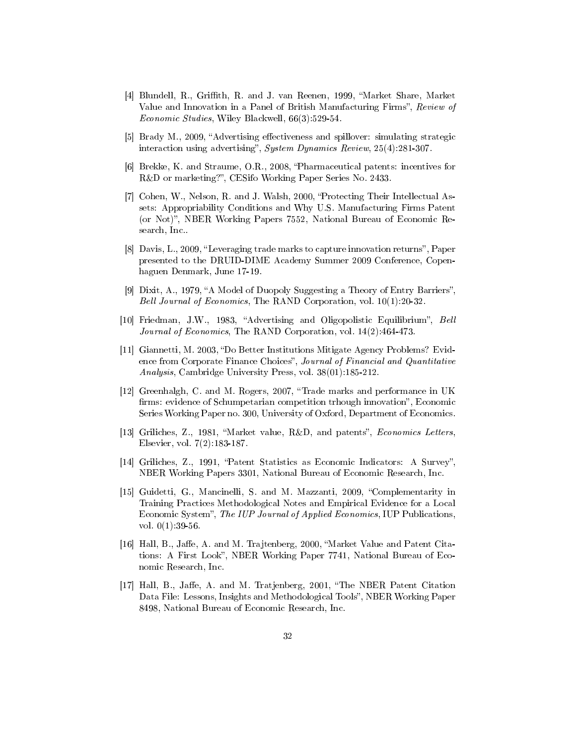[4] Blundell, R., Griffith, R. and J. van Reenen, 1999, "Market Share, Market Value and Innovation in a Panel of British Manufacturing Firms", *Review of Economic Studies*, Wiley Blackwell, 66(3):529-54.

[5] Brady M., 2009, "Advertising effectiveness and spillover: simulating strategic interaction using advertising", *System Dynamics Review*, 25(4):281-307.

[6] Brekke, K. and Straume, O.R., 2008, "Pharmaceutical patents: incentives for R&D or marketing?", CESifo Working Paper Series No. 2433.

[7] Cohen, W., Nelson, R. and J. Walsh, 2000, "Protecting Their Intellectual Assets: Appropriability Conditions and Why U.S. Manufacturing Firms Patent (or Not)", NBER Working Papers 7552, National Bureau of Economic Research, Inc..

[8] Davis, L., 2009, "Leveraging trade marks to capture innovation returns", Paper presented to the DRUID-DIME Academy Summer 2009 Conference, Copenhaguen Denmark, June 17-19.

[9] Dixit, A., 1979, "A Model of Duopoly Suggesting a Theory of Entry Barriers", *Bell Journal of Economics*, The RAND Corporation, vol. 10(1):20-32.

[10] Friedman, J.W., 1983, "Advertising and Oligopolistic Equilibrium", *Bell Journal of Economics*, The RAND Corporation, vol. 14(2):464-473.

[11] Giannetti, M. 2003, "Do Better Institutions Mitigate Agency Problems? Evidence from Corporate Finance Choices", *Journal of Financial and Quantitative Analysis*, Cambridge University Press, vol. 38(01):185-212.

[12] Greenhalgh, C. and M. Rogers, 2007, "Trade marks and performance in UK firms: evidence of Schumpetarian competition trhough innovation", Economic Series Working Paper no. 300, University of Oxford, Department of Economics.

[13] Griliches, Z., 1981, "Market value, R&D, and patents", *Economics Letters*, Elsevier, vol. 7(2):183-187.

[14] Griliches, Z., 1991, "Patent Statistics as Economic Indicators: A Survey", NBER Working Papers 3301, National Bureau of Economic Research, Inc.

[15] Guidetti, G., Mancinelli, S. and M. Mazzanti, 2009, "Complementarity in Training Practices Methodological Notes and Empirical Evidence for a Local Economic System", *The IUP Journal of Applied Economics*, IUP Publications, vol. 0(1):39-56.

[16] Hall, B., Jaffe, A. and M. Trajtenberg, 2000, "Market Value and Patent Citations: A First Look", NBER Working Paper 7741, National Bureau of Economic Research, Inc.

[17] Hall, B., Jaffe, A. and M. Tratjenberg, 2001, "The NBER Patent Citation Data File: Lessons, Insights and Methodological Tools", NBER Working Paper 8498, National Bureau of Economic Research, Inc.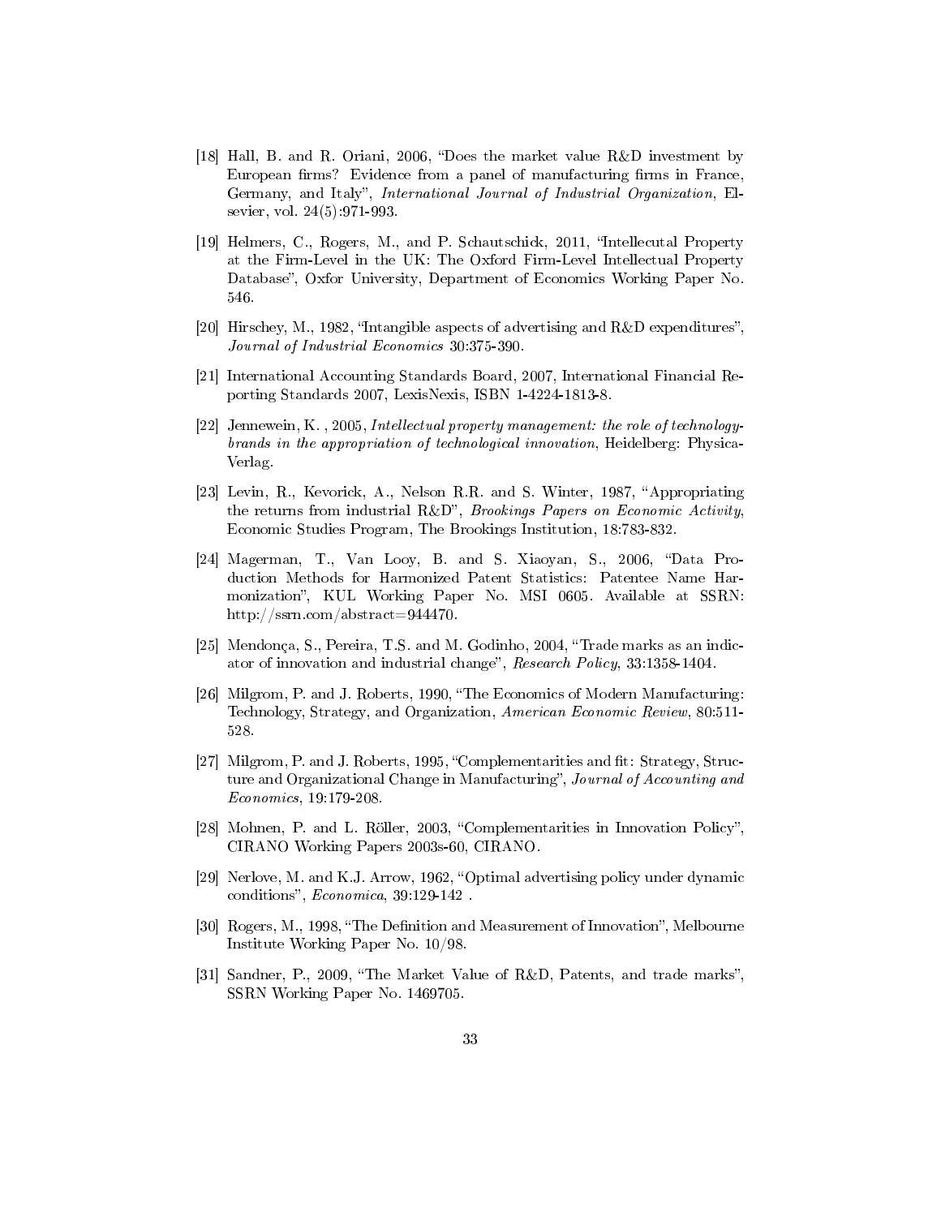[18] Hall, B. and R. Oriani, 2006, "Does the market value R&D investment by European firms? Evidence from a panel of manufacturing firms in France, Germany, and Italy", *International Journal of Industrial Organization*, Elsevier, vol. 24(5):971-993.

[19] Helmers, C., Rogers, M., and P. Schautschick, 2011, "Intellecutal Property at the Firm-Level in the UK: The Oxford Firm-Level Intellectual Property Database", Oxfor University, Department of Economics Working Paper No. 546.

[20] Hirschey, M., 1982, "Intangible aspects of advertising and R&D expenditures", *Journal of Industrial Economics* 30:375-390.

[21] International Accounting Standards Board, 2007, International Financial Reporting Standards 2007, LexisNexis, ISBN 1-4224-1813-8.

[22] Jennewein, K. , 2005, *Intellectual property management: the role of technology-brands in the appropriation of technological innovation*, Heidelberg: Physica-Verlag.

[23] Levin, R., Kevorick, A., Nelson R.R. and S. Winter, 1987, "Appropriating the returns from industrial R&D", *Brookings Papers on Economic Activity*, Economic Studies Program, The Brookings Institution, 18:783-832.

[24] Magerman, T., Van Looy, B. and S. Xiaoyan, S., 2006, "Data Production Methods for Harmonized Patent Statistics: Patentee Name Harmonization", KUL Working Paper No. MSI 0605. Available at SSRN: http://ssrn.com/abstract=944470.

[25] Mendonça, S., Pereira, T.S. and M. Godinho, 2004, "Trade marks as an indicator of innovation and industrial change", *Research Policy*, 33:1358-1404.

[26] Milgrom, P. and J. Roberts, 1990, "The Economics of Modern Manufacturing: Technology, Strategy, and Organization, *American Economic Review*, 80:511-528.

[27] Milgrom, P. and J. Roberts, 1995, "Complementarities and fit: Strategy, Structure and Organizational Change in Manufacturing", *Journal of Accounting and Economics*, 19:179-208.

[28] Mohnen, P. and L. Röller, 2003, "Complementarities in Innovation Policy", CIRANO Working Papers 2003s-60, CIRANO.

[29] Nerlove, M. and K.J. Arrow, 1962, "Optimal advertising policy under dynamic conditions", *Economica*, 39:129-142 .

[30] Rogers, M., 1998, "The Definition and Measurement of Innovation", Melbourne Institute Working Paper No. 10/98.

[31] Sandner, P., 2009, "The Market Value of R&D, Patents, and trade marks", SSRN Working Paper No. 1469705.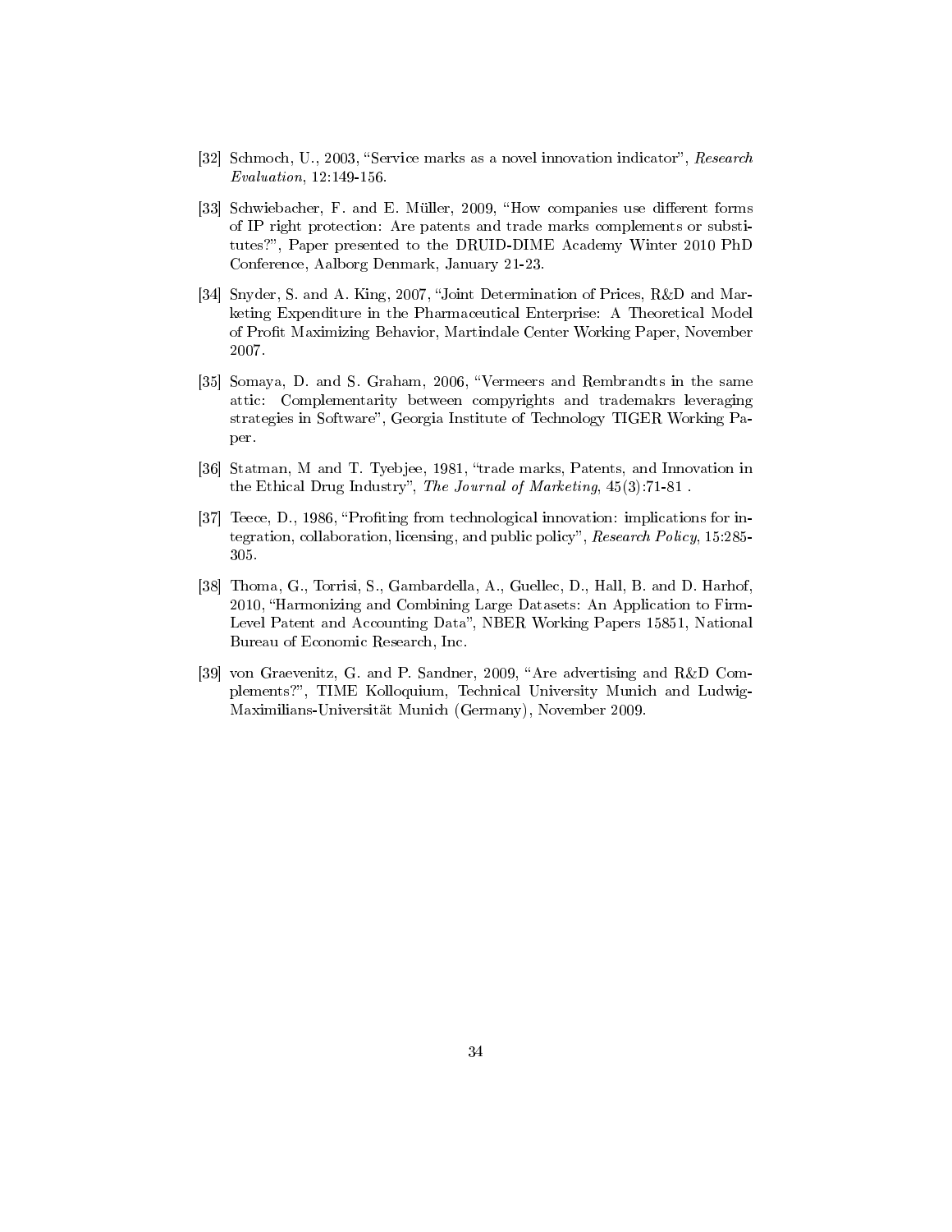[32] Schmoch, U., 2003, "Service marks as a novel innovation indicator", *Research Evaluation*, 12:149-156.

[33] Schwiebacher, F. and E. Müller, 2009, "How companies use different forms of IP right protection: Are patents and trade marks complements or substitutes?", Paper presented to the DRUID-DIME Academy Winter 2010 PhD Conference, Aalborg Denmark, January 21-23.

[34] Snyder, S. and A. King, 2007, "Joint Determination of Prices, R&D and Marketing Expenditure in the Pharmaceutical Enterprise: A Theoretical Model of Profit Maximizing Behavior, Martindale Center Working Paper, November 2007.

[35] Somaya, D. and S. Graham, 2006, "Vermeers and Rembrandts in the same attic: Complementarity between compyrights and trademakrs leveraging strategies in Software", Georgia Institute of Technology TIGER Working Paper.

[36] Statman, M and T. Tyebjee, 1981, "trade marks, Patents, and Innovation in the Ethical Drug Industry", *The Journal of Marketing*, 45(3):71-81 .

[37] Teece, D., 1986, "Profiting from technological innovation: implications for integration, collaboration, licensing, and public policy", *Research Policy*, 15:285-305.

[38] Thoma, G., Torrisi, S., Gambardella, A., Guellec, D., Hall, B. and D. Harhof, 2010, "Harmonizing and Combining Large Datasets: An Application to Firm-Level Patent and Accounting Data", NBER Working Papers 15851, National Bureau of Economic Research, Inc.

[39] von Graevenitz, G. and P. Sandner, 2009, "Are advertising and R&D Complements?", TIME Kolloquium, Technical University Munich and Ludwig-Maximilians-Universität Munich (Germany), November 2009.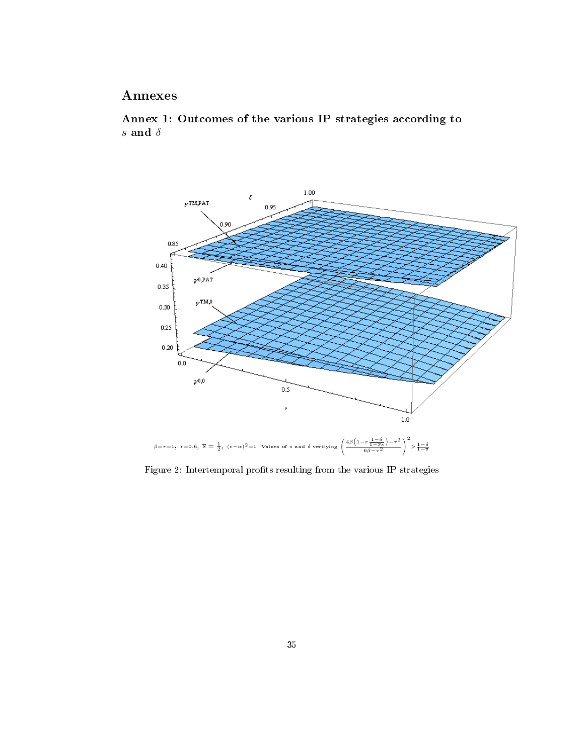# Annexes

## Annex 1: Outcomes of the various IP strategies according to $s$ and $\delta$

$\beta=\tau=1,\ r=0.6,\ \overline{s}=\frac{1}{2},\ (c-\alpha)^2=1.$ Values of $s$ and $\delta$ verifying $\left(\frac{4\beta\left(1-r\frac{1-\delta}{1-\overline{s}s}\right)-\tau^2}{6\beta-\tau^2}\right)^2 > \frac{1-\delta}{1-\overline{s}}$

Figure 2: Intertemporal profits resulting from the various IP strategies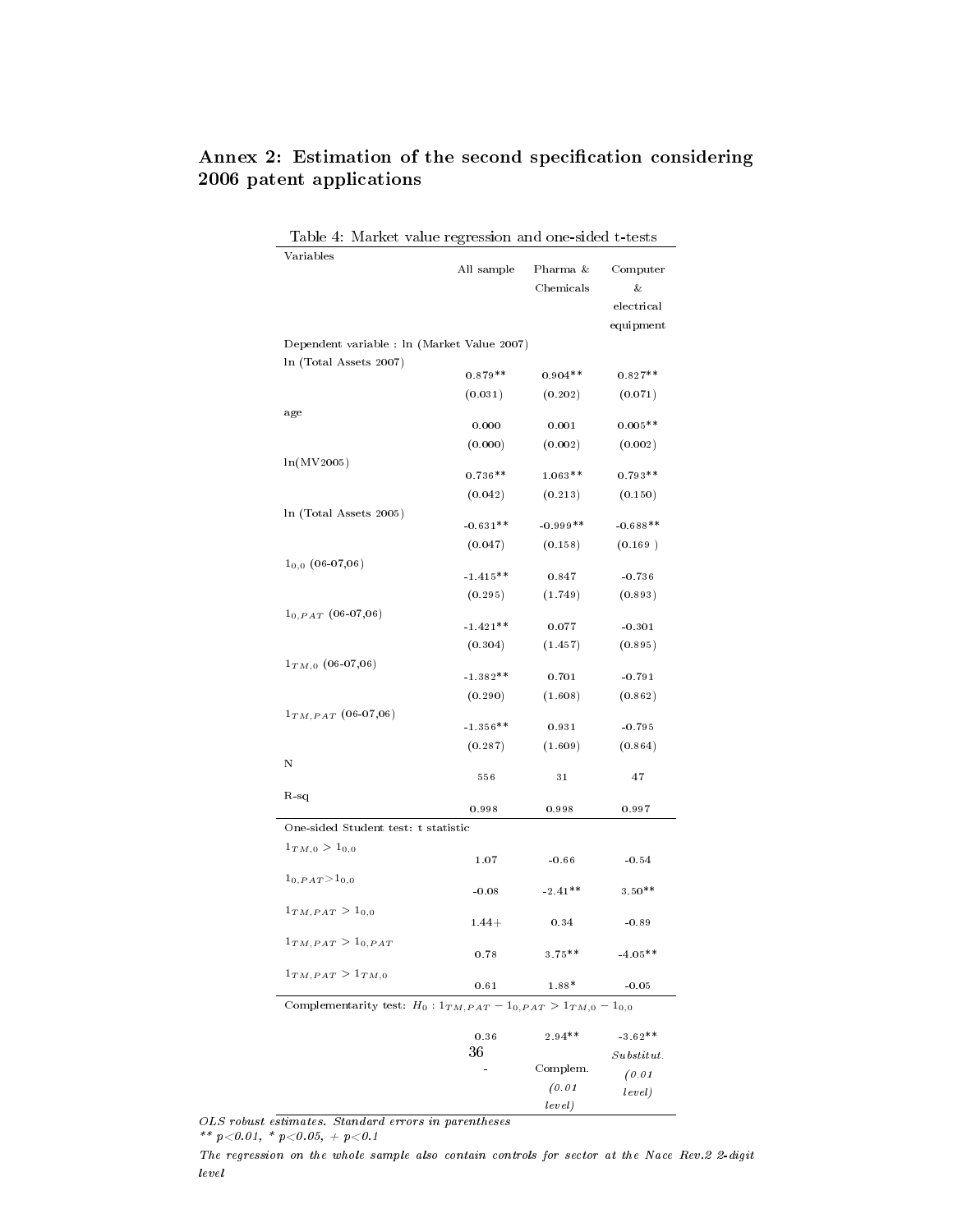## Annex 2: Estimation of the second specification considering 2006 patent applications

Table 4: Market value regression and one-sided t-tests

| Variables | All sample | Pharma & Chemicals | Computer & electrical equipment |
|---|---|---|---|
| Dependent variable : ln (Market Value 2007) | | | |
| ln (Total Assets 2007) | 0.879** | 0.904** | 0.827** |
| | (0.031) | (0.202) | (0.071) |
| age | 0.000 | 0.001 | 0.005** |
| | (0.000) | (0.002) | (0.002) |
| ln(MV2005) | 0.736** | 1.063** | 0.793** |
| | (0.042) | (0.213) | (0.150) |
| ln (Total Assets 2005) | -0.631** | -0.999** | -0.688** |
| | (0.047) | (0.158) | (0.169 ) |
| $1_{0,0}$ (06-07,06) | -1.415** | 0.847 | -0.736 |
| | (0.295) | (1.749) | (0.893) |
| $1_{0,PAT}$ (06-07,06) | -1.421** | 0.077 | -0.301 |
| | (0.304) | (1.457) | (0.895) |
| $1_{TM,0}$ (06-07,06) | -1.382** | 0.701 | -0.791 |
| | (0.290) | (1.608) | (0.862) |
| $1_{TM,PAT}$ (06-07,06) | -1.356** | 0.931 | -0.795 |
| | (0.287) | (1.609) | (0.864) |
| N | 556 | 31 | 47 |
| R-sq | 0.998 | 0.998 | 0.997 |
| One-sided Student test: t statistic | | | |
| $1_{TM,0} > 1_{0,0}$ | 1.07 | -0.66 | -0.54 |
| $1_{0,PAT} > 1_{0,0}$ | -0.08 | -2.41** | 3.50** |
| $1_{TM,PAT} > 1_{0,0}$ | 1.44+ | 0.34 | -0.89 |
| $1_{TM,PAT} > 1_{0,PAT}$ | 0.78 | 3.75** | -4.05** |
| $1_{TM,PAT} > 1_{TM,0}$ | 0.61 | 1.88* | -0.05 |
| Complementarity test: $H_0 : 1_{TM,PAT} - 1_{0,PAT} > 1_{TM,0} - 1_{0,0}$ | | | |
| | 0.36 | 2.94** | -3.62** |
| | - | Complem. (0.01 level) | *Substitut. (0.01 level)* |

*OLS robust estimates. Standard errors in parentheses*

*** p<0.01, * p<0.05, + p<0.1*

*The regression on the whole sample also contain controls for sector at the Nace Rev.2 2-digit level*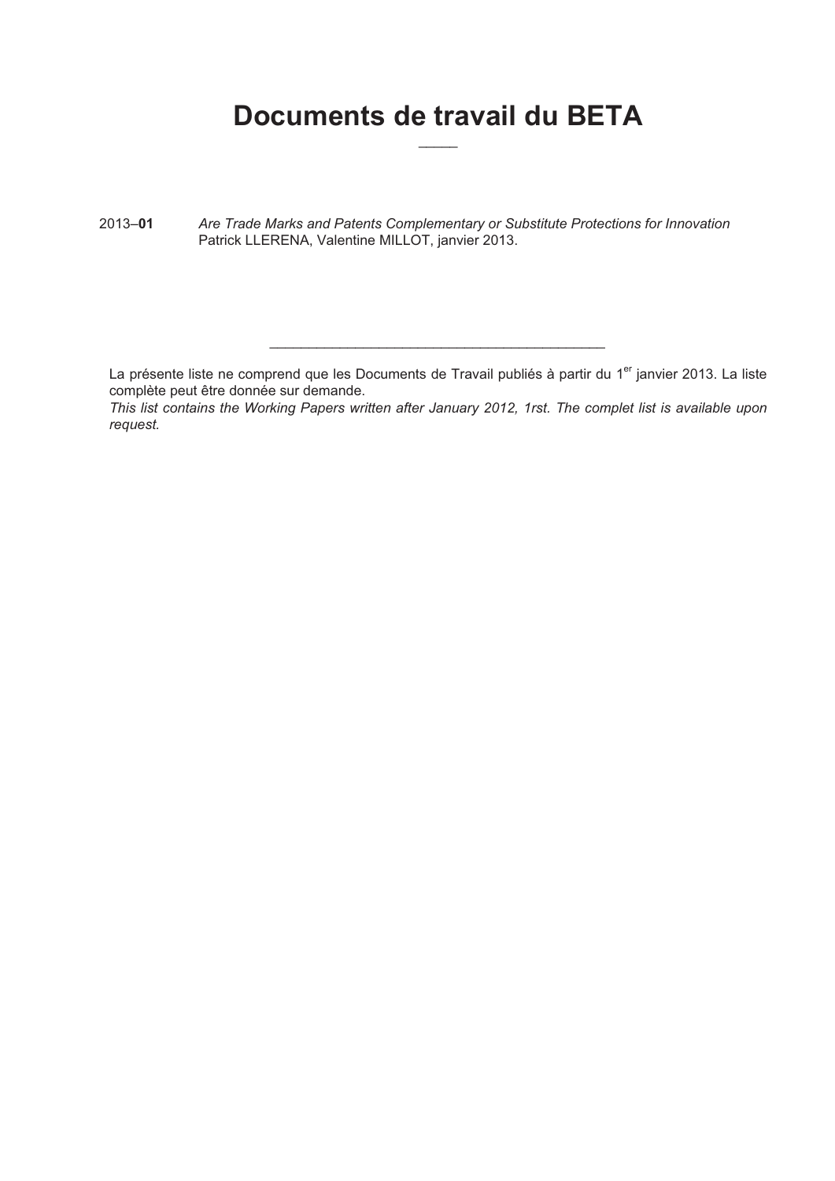# Documents de travail du BETA

2013–**01** *Are Trade Marks and Patents Complementary or Substitute Protections for Innovation*
Patrick LLERENA, Valentine MILLOT, janvier 2013.

La présente liste ne comprend que les Documents de Travail publiés à partir du 1er janvier 2013. La liste complète peut être donnée sur demande.

*This list contains the Working Papers written after January 2012, 1rst. The complet list is available upon request.*